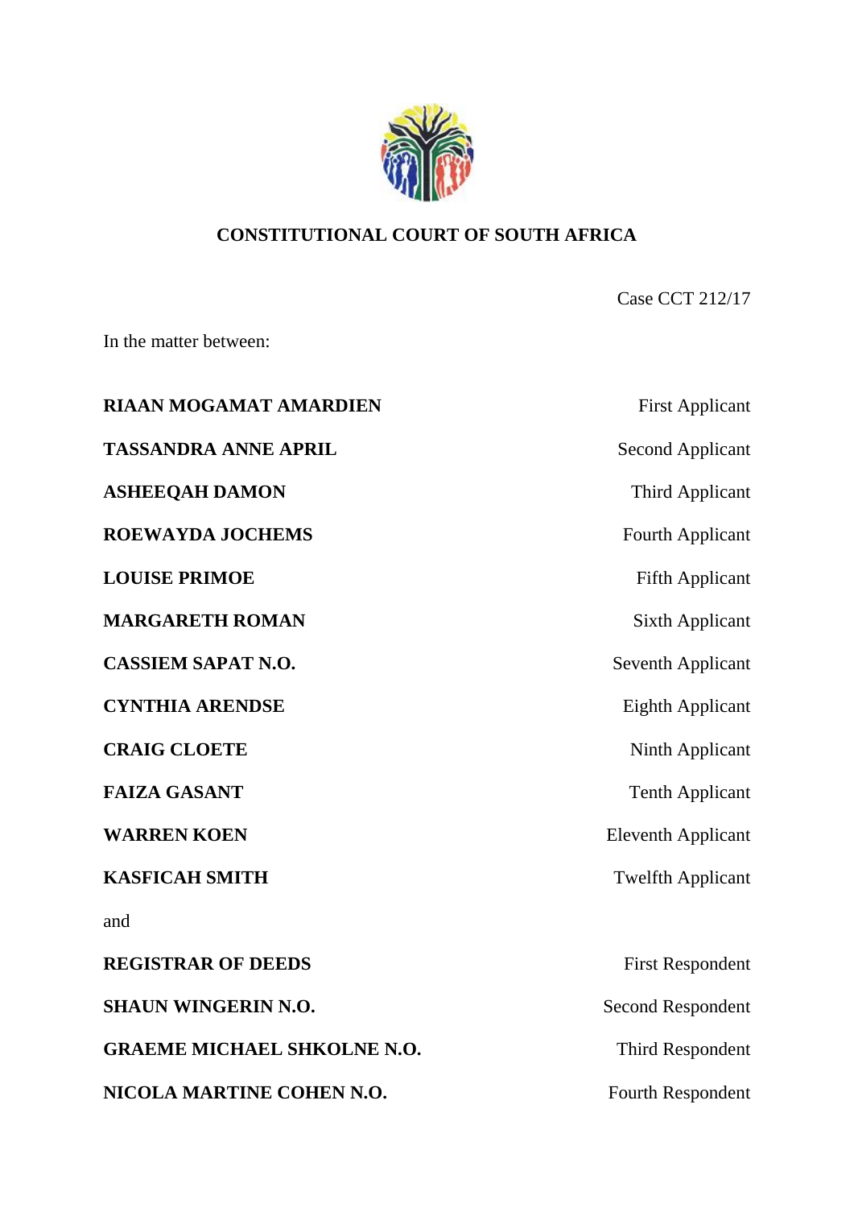**CONSTITUTIONAL COURT OF SOUTH AFRICA**

Case CCT 212/17

In the matter between:

| | |
|---|---|
| **RIAAN MOGAMAT AMARDIEN** | First Applicant |
| **TASSANDRA ANNE APRIL** | Second Applicant |
| **ASHEEQAH DAMON** | Third Applicant |
| **ROEWAYDA JOCHEMS** | Fourth Applicant |
| **LOUISE PRIMOE** | Fifth Applicant |
| **MARGARETH ROMAN** | Sixth Applicant |
| **CASSIEM SAPAT N.O.** | Seventh Applicant |
| **CYNTHIA ARENDSE** | Eighth Applicant |
| **CRAIG CLOETE** | Ninth Applicant |
| **FAIZA GASANT** | Tenth Applicant |
| **WARREN KOEN** | Eleventh Applicant |
| **KASFICAH SMITH** | Twelfth Applicant |

and

| | |
|---|---|
| **REGISTRAR OF DEEDS** | First Respondent |
| **SHAUN WINGERIN N.O.** | Second Respondent |
| **GRAEME MICHAEL SHKOLNE N.O.** | Third Respondent |
| **NICOLA MARTINE COHEN N.O.** | Fourth Respondent |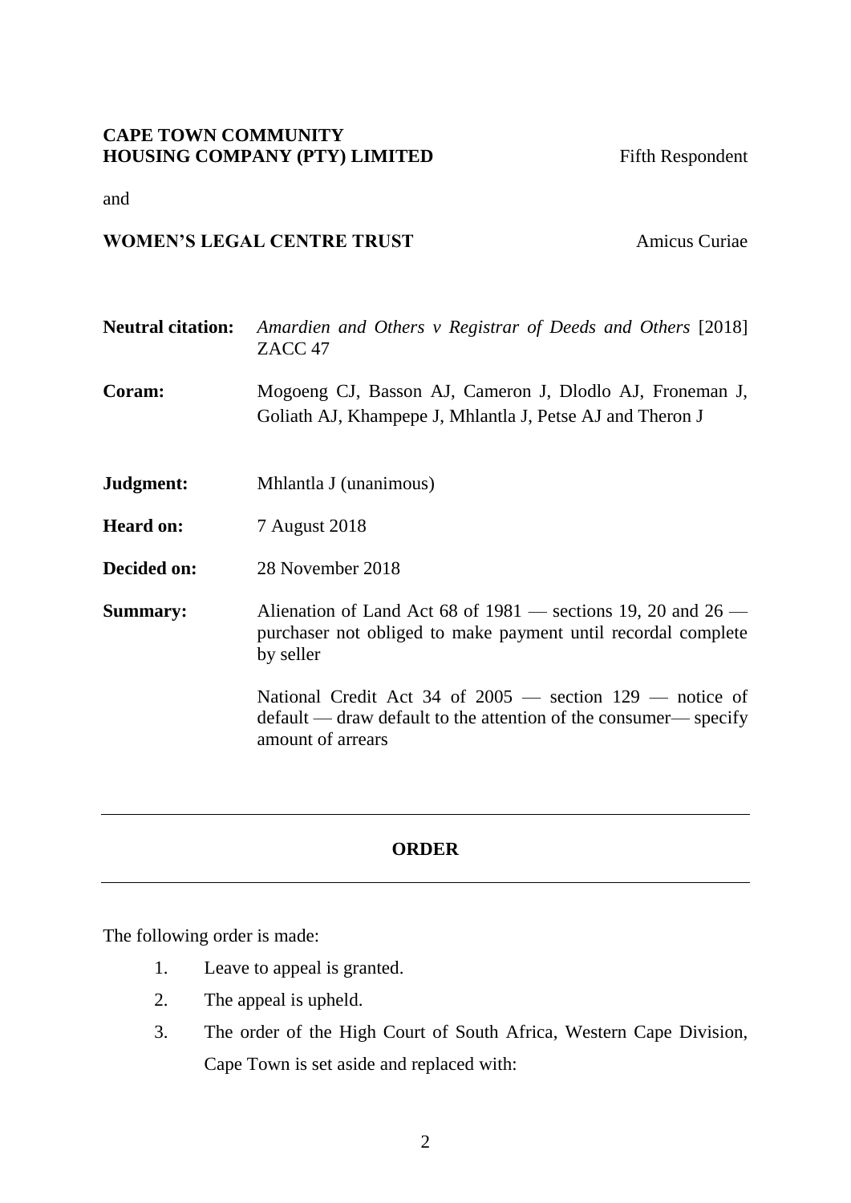**CAPE TOWN COMMUNITY HOUSING COMPANY (PTY) LIMITED** Fifth Respondent

and

**WOMEN'S LEGAL CENTRE TRUST** Amicus Curiae

| | |
|---|---|
| **Neutral citation:** | *Amardien and Others v Registrar of Deeds and Others* [2018] ZACC 47 |
| **Coram:** | Mogoeng CJ, Basson AJ, Cameron J, Dlodlo AJ, Froneman J, Goliath AJ, Khampepe J, Mhlantla J, Petse AJ and Theron J |
| **Judgment:** | Mhlantla J (unanimous) |
| **Heard on:** | 7 August 2018 |
| **Decided on:** | 28 November 2018 |
| **Summary:** | Alienation of Land Act 68 of 1981 — sections 19, 20 and 26 — purchaser not obliged to make payment until recordal complete by seller<br><br>National Credit Act 34 of 2005 — section 129 — notice of default — draw default to the attention of the consumer— specify amount of arrears |

---

## ORDER

---

The following order is made:

1. Leave to appeal is granted.
2. The appeal is upheld.
3. The order of the High Court of South Africa, Western Cape Division, Cape Town is set aside and replaced with: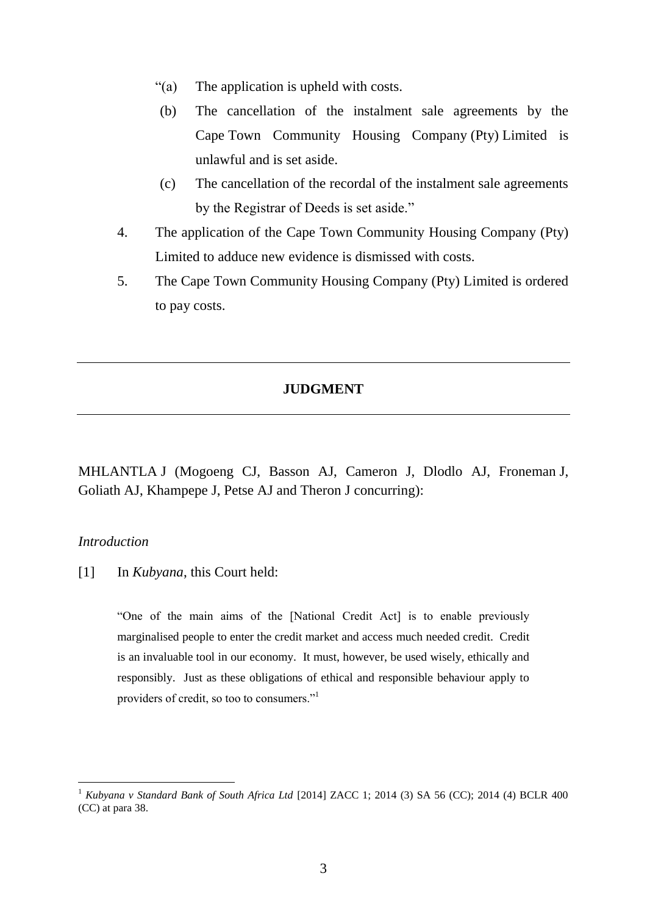"(a) The application is upheld with costs.

(b) The cancellation of the instalment sale agreements by the Cape Town Community Housing Company (Pty) Limited is unlawful and is set aside.

(c) The cancellation of the recordal of the instalment sale agreements by the Registrar of Deeds is set aside."

4. The application of the Cape Town Community Housing Company (Pty) Limited to adduce new evidence is dismissed with costs.

5. The Cape Town Community Housing Company (Pty) Limited is ordered to pay costs.

---

## JUDGMENT

---

MHLANTLA J (Mogoeng CJ, Basson AJ, Cameron J, Dlodlo AJ, Froneman J, Goliath AJ, Khampepe J, Petse AJ and Theron J concurring):

*Introduction*

[1] In *Kubyana*, this Court held:

> "One of the main aims of the [National Credit Act] is to enable previously marginalised people to enter the credit market and access much needed credit. Credit is an invaluable tool in our economy. It must, however, be used wisely, ethically and responsibly. Just as these obligations of ethical and responsible behaviour apply to providers of credit, so too to consumers."[1]

---

[1] *Kubyana v Standard Bank of South Africa Ltd* [2014] ZACC 1; 2014 (3) SA 56 (CC); 2014 (4) BCLR 400 (CC) at para 38.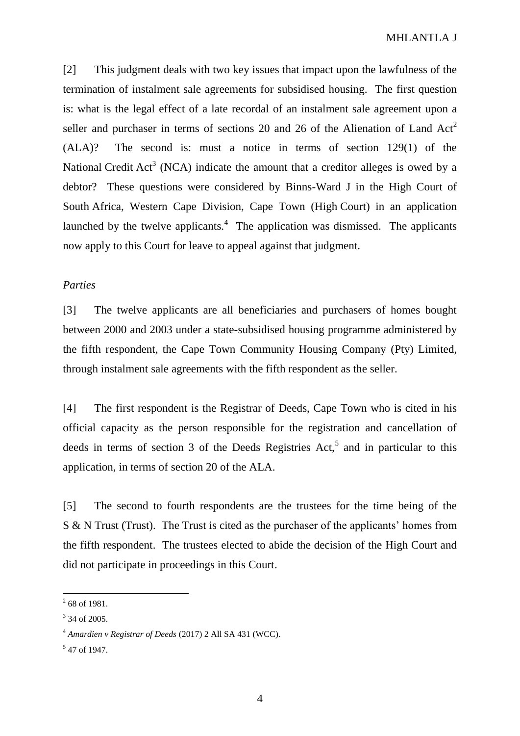[2] This judgment deals with two key issues that impact upon the lawfulness of the termination of instalment sale agreements for subsidised housing. The first question is: what is the legal effect of a late recordal of an instalment sale agreement upon a seller and purchaser in terms of sections 20 and 26 of the Alienation of Land Act[2] (ALA)? The second is: must a notice in terms of section 129(1) of the National Credit Act[3] (NCA) indicate the amount that a creditor alleges is owed by a debtor? These questions were considered by Binns-Ward J in the High Court of South Africa, Western Cape Division, Cape Town (High Court) in an application launched by the twelve applicants.[4] The application was dismissed. The applicants now apply to this Court for leave to appeal against that judgment.

*Parties*

[3] The twelve applicants are all beneficiaries and purchasers of homes bought between 2000 and 2003 under a state-subsidised housing programme administered by the fifth respondent, the Cape Town Community Housing Company (Pty) Limited, through instalment sale agreements with the fifth respondent as the seller.

[4] The first respondent is the Registrar of Deeds, Cape Town who is cited in his official capacity as the person responsible for the registration and cancellation of deeds in terms of section 3 of the Deeds Registries Act,[5] and in particular to this application, in terms of section 20 of the ALA.

[5] The second to fourth respondents are the trustees for the time being of the S & N Trust (Trust). The Trust is cited as the purchaser of the applicants' homes from the fifth respondent. The trustees elected to abide the decision of the High Court and did not participate in proceedings in this Court.

---

[2] 68 of 1981.

[3] 34 of 2005.

[4] *Amardien v Registrar of Deeds* (2017) 2 All SA 431 (WCC).

[5] 47 of 1947.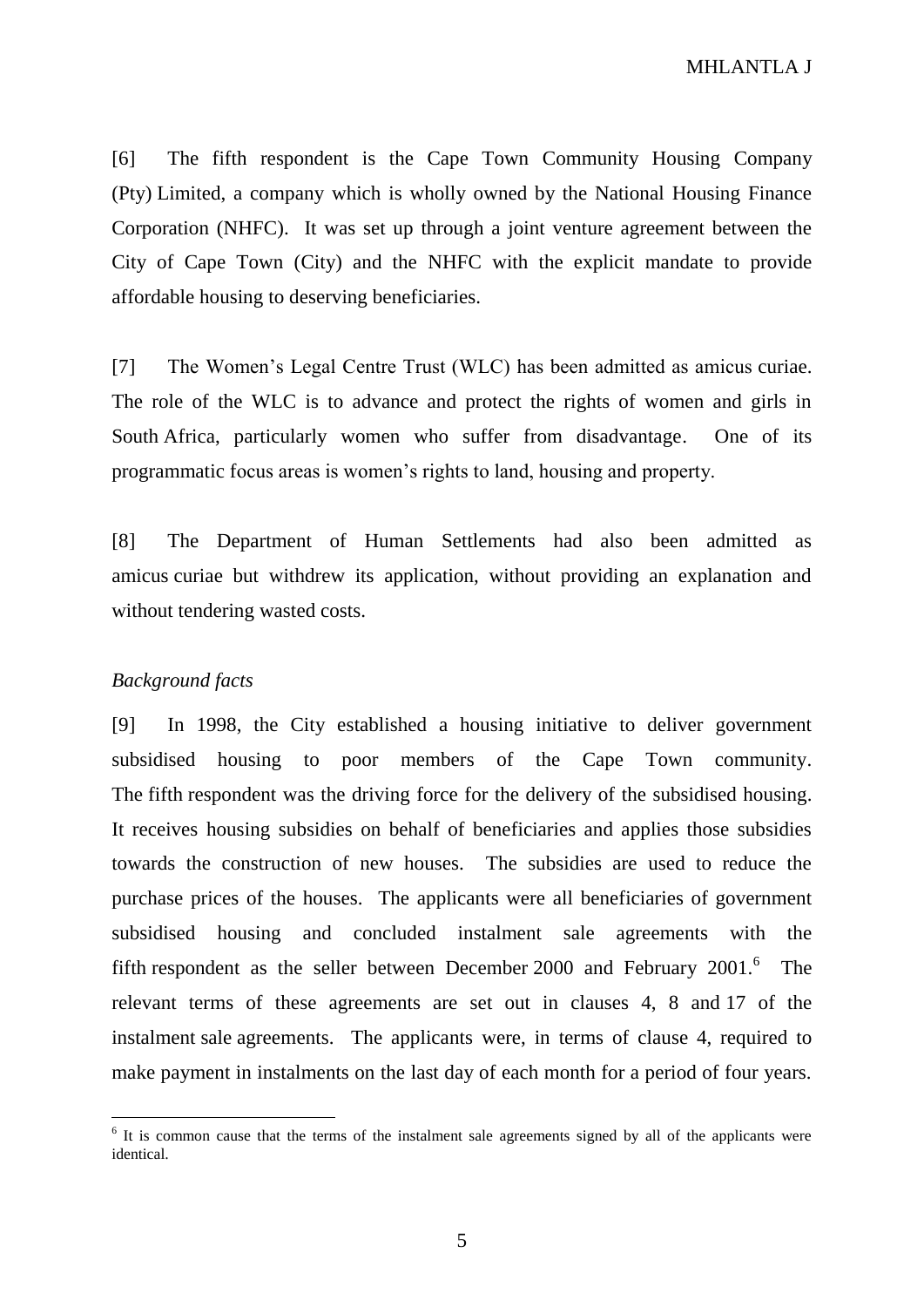[6] The fifth respondent is the Cape Town Community Housing Company (Pty) Limited, a company which is wholly owned by the National Housing Finance Corporation (NHFC). It was set up through a joint venture agreement between the City of Cape Town (City) and the NHFC with the explicit mandate to provide affordable housing to deserving beneficiaries.

[7] The Women's Legal Centre Trust (WLC) has been admitted as amicus curiae. The role of the WLC is to advance and protect the rights of women and girls in South Africa, particularly women who suffer from disadvantage. One of its programmatic focus areas is women's rights to land, housing and property.

[8] The Department of Human Settlements had also been admitted as amicus curiae but withdrew its application, without providing an explanation and without tendering wasted costs.

*Background facts*

[9] In 1998, the City established a housing initiative to deliver government subsidised housing to poor members of the Cape Town community. The fifth respondent was the driving force for the delivery of the subsidised housing. It receives housing subsidies on behalf of beneficiaries and applies those subsidies towards the construction of new houses. The subsidies are used to reduce the purchase prices of the houses. The applicants were all beneficiaries of government subsidised housing and concluded instalment sale agreements with the fifth respondent as the seller between December 2000 and February 2001.[6] The relevant terms of these agreements are set out in clauses 4, 8 and 17 of the instalment sale agreements. The applicants were, in terms of clause 4, required to make payment in instalments on the last day of each month for a period of four years.

[6] It is common cause that the terms of the instalment sale agreements signed by all of the applicants were identical.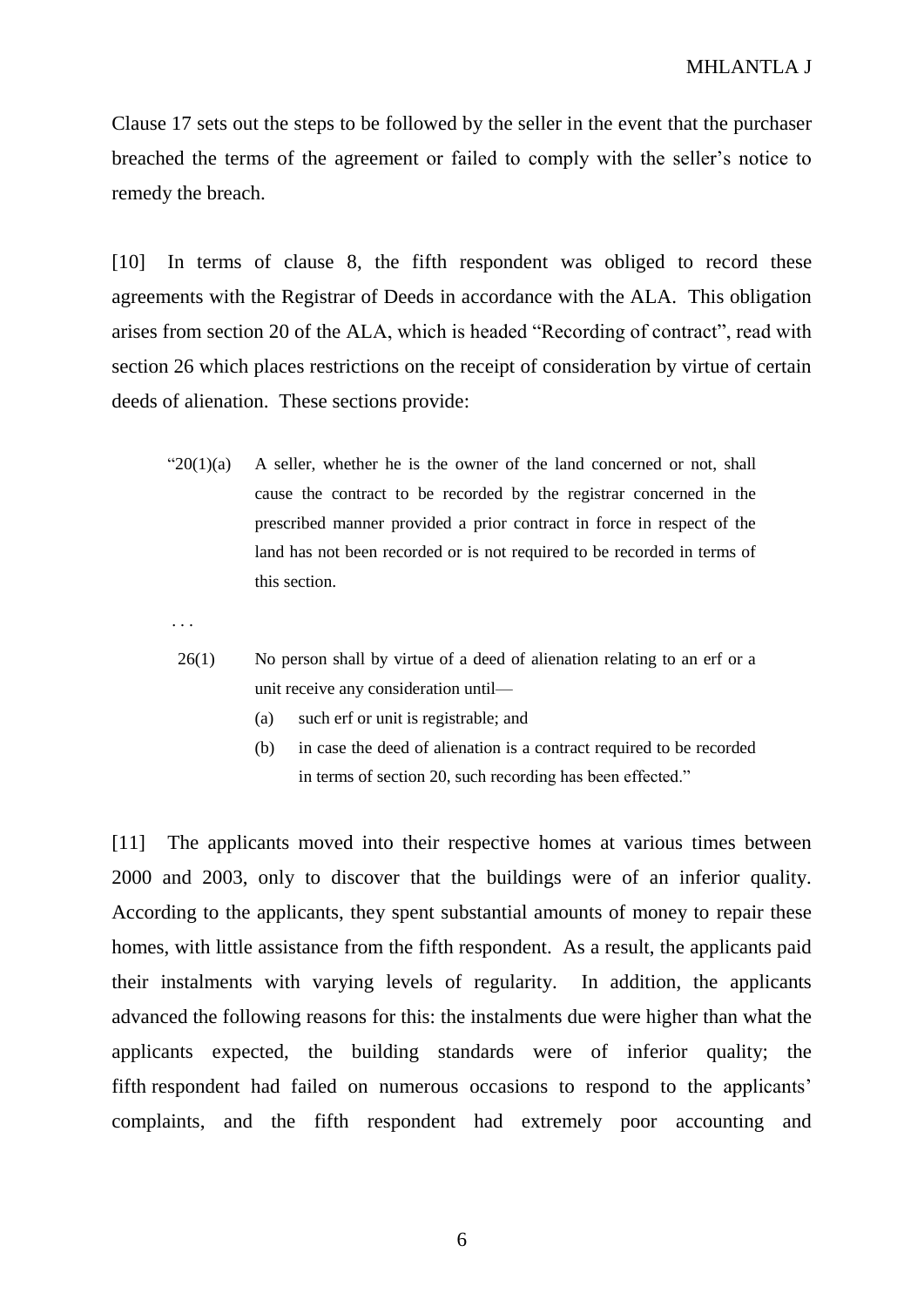Clause 17 sets out the steps to be followed by the seller in the event that the purchaser breached the terms of the agreement or failed to comply with the seller's notice to remedy the breach.

[10] In terms of clause 8, the fifth respondent was obliged to record these agreements with the Registrar of Deeds in accordance with the ALA. This obligation arises from section 20 of the ALA, which is headed "Recording of contract", read with section 26 which places restrictions on the receipt of consideration by virtue of certain deeds of alienation. These sections provide:

> "20(1)(a) A seller, whether he is the owner of the land concerned or not, shall cause the contract to be recorded by the registrar concerned in the prescribed manner provided a prior contract in force in respect of the land has not been recorded or is not required to be recorded in terms of this section.
>
> . . .
>
> 26(1) No person shall by virtue of a deed of alienation relating to an erf or a unit receive any consideration until—
>
> (a) such erf or unit is registrable; and
>
> (b) in case the deed of alienation is a contract required to be recorded in terms of section 20, such recording has been effected."

[11] The applicants moved into their respective homes at various times between 2000 and 2003, only to discover that the buildings were of an inferior quality. According to the applicants, they spent substantial amounts of money to repair these homes, with little assistance from the fifth respondent. As a result, the applicants paid their instalments with varying levels of regularity. In addition, the applicants advanced the following reasons for this: the instalments due were higher than what the applicants expected, the building standards were of inferior quality; the fifth respondent had failed on numerous occasions to respond to the applicants' complaints, and the fifth respondent had extremely poor accounting and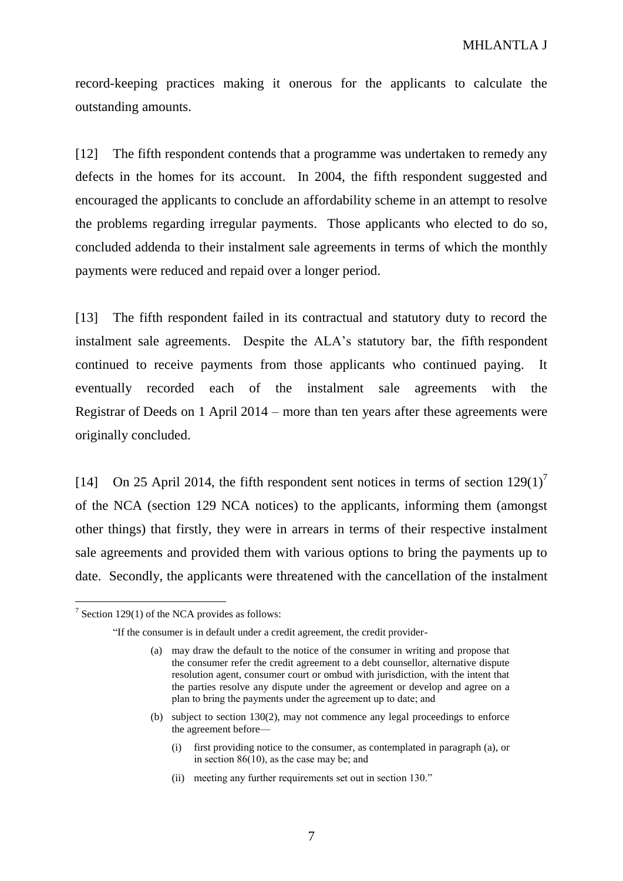record-keeping practices making it onerous for the applicants to calculate the outstanding amounts.

[12] The fifth respondent contends that a programme was undertaken to remedy any defects in the homes for its account. In 2004, the fifth respondent suggested and encouraged the applicants to conclude an affordability scheme in an attempt to resolve the problems regarding irregular payments. Those applicants who elected to do so, concluded addenda to their instalment sale agreements in terms of which the monthly payments were reduced and repaid over a longer period.

[13] The fifth respondent failed in its contractual and statutory duty to record the instalment sale agreements. Despite the ALA's statutory bar, the fifth respondent continued to receive payments from those applicants who continued paying. It eventually recorded each of the instalment sale agreements with the Registrar of Deeds on 1 April 2014 – more than ten years after these agreements were originally concluded.

[14] On 25 April 2014, the fifth respondent sent notices in terms of section 129(1)[7] of the NCA (section 129 NCA notices) to the applicants, informing them (amongst other things) that firstly, they were in arrears in terms of their respective instalment sale agreements and provided them with various options to bring the payments up to date. Secondly, the applicants were threatened with the cancellation of the instalment

---

[7] Section 129(1) of the NCA provides as follows:

> "If the consumer is in default under a credit agreement, the credit provider-
>
> (a) may draw the default to the notice of the consumer in writing and propose that the consumer refer the credit agreement to a debt counsellor, alternative dispute resolution agent, consumer court or ombud with jurisdiction, with the intent that the parties resolve any dispute under the agreement or develop and agree on a plan to bring the payments under the agreement up to date; and
>
> (b) subject to section 130(2), may not commence any legal proceedings to enforce the agreement before—
>
> (i) first providing notice to the consumer, as contemplated in paragraph (a), or in section 86(10), as the case may be; and
>
> (ii) meeting any further requirements set out in section 130."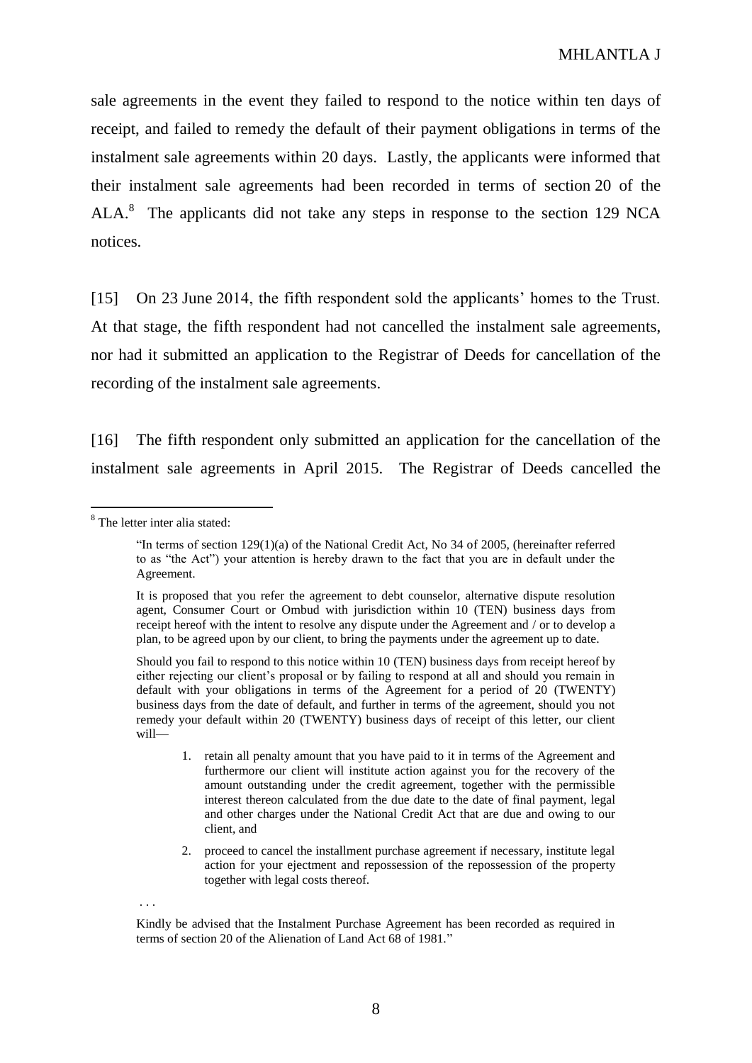sale agreements in the event they failed to respond to the notice within ten days of receipt, and failed to remedy the default of their payment obligations in terms of the instalment sale agreements within 20 days. Lastly, the applicants were informed that their instalment sale agreements had been recorded in terms of section 20 of the ALA.[8] The applicants did not take any steps in response to the section 129 NCA notices.

[15] On 23 June 2014, the fifth respondent sold the applicants' homes to the Trust. At that stage, the fifth respondent had not cancelled the instalment sale agreements, nor had it submitted an application to the Registrar of Deeds for cancellation of the recording of the instalment sale agreements.

[16] The fifth respondent only submitted an application for the cancellation of the instalment sale agreements in April 2015. The Registrar of Deeds cancelled the

---

[8] The letter inter alia stated:

> "In terms of section 129(1)(a) of the National Credit Act, No 34 of 2005, (hereinafter referred to as "the Act") your attention is hereby drawn to the fact that you are in default under the Agreement.
>
> It is proposed that you refer the agreement to debt counselor, alternative dispute resolution agent, Consumer Court or Ombud with jurisdiction within 10 (TEN) business days from receipt hereof with the intent to resolve any dispute under the Agreement and / or to develop a plan, to be agreed upon by our client, to bring the payments under the agreement up to date.
>
> Should you fail to respond to this notice within 10 (TEN) business days from receipt hereof by either rejecting our client's proposal or by failing to respond at all and should you remain in default with your obligations in terms of the Agreement for a period of 20 (TWENTY) business days from the date of default, and further in terms of the agreement, should you not remedy your default within 20 (TWENTY) business days of receipt of this letter, our client will—
>
> 1. retain all penalty amount that you have paid to it in terms of the Agreement and furthermore our client will institute action against you for the recovery of the amount outstanding under the credit agreement, together with the permissible interest thereon calculated from the due date to the date of final payment, legal and other charges under the National Credit Act that are due and owing to our client, and
>
> 2. proceed to cancel the installment purchase agreement if necessary, institute legal action for your ejectment and repossession of the repossession of the property together with legal costs thereof.
>
> . . .
>
> Kindly be advised that the Instalment Purchase Agreement has been recorded as required in terms of section 20 of the Alienation of Land Act 68 of 1981."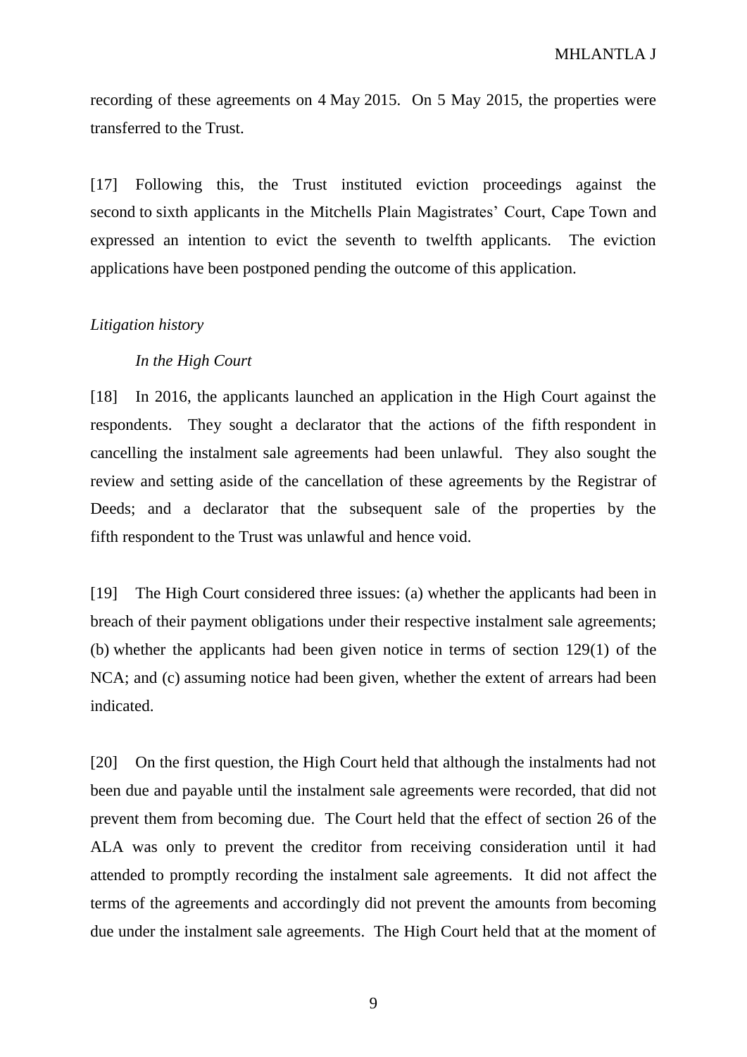recording of these agreements on 4 May 2015. On 5 May 2015, the properties were transferred to the Trust.

[17] Following this, the Trust instituted eviction proceedings against the second to sixth applicants in the Mitchells Plain Magistrates' Court, Cape Town and expressed an intention to evict the seventh to twelfth applicants. The eviction applications have been postponed pending the outcome of this application.

*Litigation history*

*In the High Court*

[18] In 2016, the applicants launched an application in the High Court against the respondents. They sought a declarator that the actions of the fifth respondent in cancelling the instalment sale agreements had been unlawful. They also sought the review and setting aside of the cancellation of these agreements by the Registrar of Deeds; and a declarator that the subsequent sale of the properties by the fifth respondent to the Trust was unlawful and hence void.

[19] The High Court considered three issues: (a) whether the applicants had been in breach of their payment obligations under their respective instalment sale agreements; (b) whether the applicants had been given notice in terms of section 129(1) of the NCA; and (c) assuming notice had been given, whether the extent of arrears had been indicated.

[20] On the first question, the High Court held that although the instalments had not been due and payable until the instalment sale agreements were recorded, that did not prevent them from becoming due. The Court held that the effect of section 26 of the ALA was only to prevent the creditor from receiving consideration until it had attended to promptly recording the instalment sale agreements. It did not affect the terms of the agreements and accordingly did not prevent the amounts from becoming due under the instalment sale agreements. The High Court held that at the moment of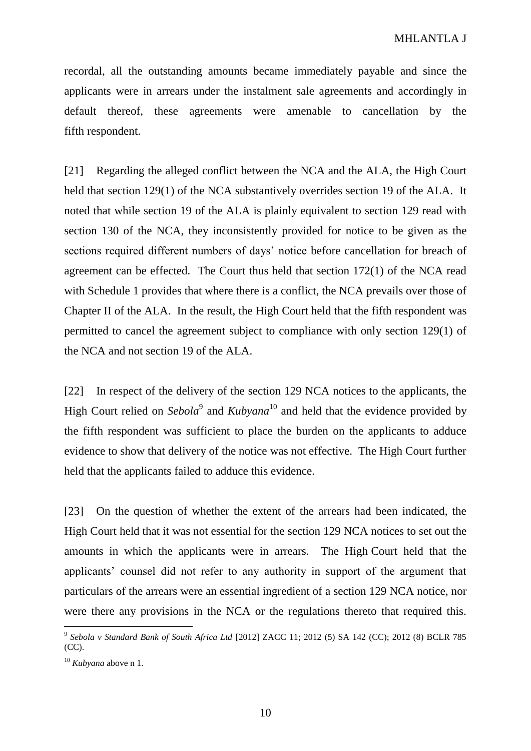recordal, all the outstanding amounts became immediately payable and since the applicants were in arrears under the instalment sale agreements and accordingly in default thereof, these agreements were amenable to cancellation by the fifth respondent.

[21] Regarding the alleged conflict between the NCA and the ALA, the High Court held that section 129(1) of the NCA substantively overrides section 19 of the ALA. It noted that while section 19 of the ALA is plainly equivalent to section 129 read with section 130 of the NCA, they inconsistently provided for notice to be given as the sections required different numbers of days' notice before cancellation for breach of agreement can be effected. The Court thus held that section 172(1) of the NCA read with Schedule 1 provides that where there is a conflict, the NCA prevails over those of Chapter II of the ALA. In the result, the High Court held that the fifth respondent was permitted to cancel the agreement subject to compliance with only section 129(1) of the NCA and not section 19 of the ALA.

[22] In respect of the delivery of the section 129 NCA notices to the applicants, the High Court relied on *Sebola*[9] and *Kubyana*[10] and held that the evidence provided by the fifth respondent was sufficient to place the burden on the applicants to adduce evidence to show that delivery of the notice was not effective. The High Court further held that the applicants failed to adduce this evidence.

[23] On the question of whether the extent of the arrears had been indicated, the High Court held that it was not essential for the section 129 NCA notices to set out the amounts in which the applicants were in arrears. The High Court held that the applicants' counsel did not refer to any authority in support of the argument that particulars of the arrears were an essential ingredient of a section 129 NCA notice, nor were there any provisions in the NCA or the regulations thereto that required this.

---

[9] *Sebola v Standard Bank of South Africa Ltd* [2012] ZACC 11; 2012 (5) SA 142 (CC); 2012 (8) BCLR 785 (CC).

[10] *Kubyana* above n 1.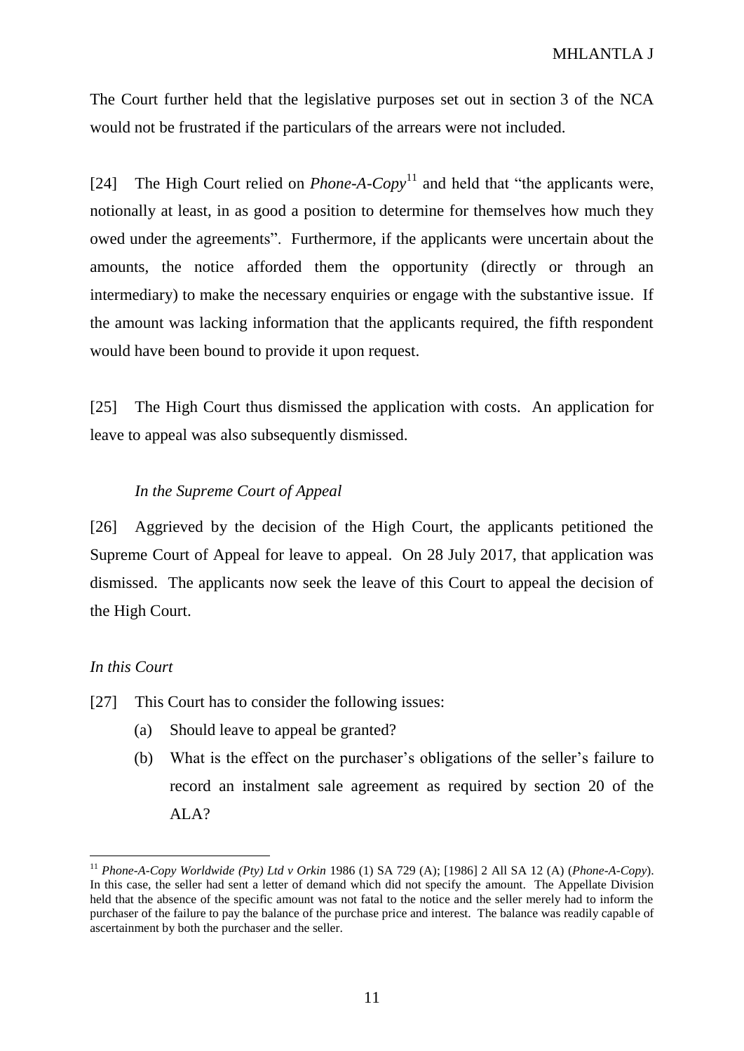The Court further held that the legislative purposes set out in section 3 of the NCA would not be frustrated if the particulars of the arrears were not included.

[24] The High Court relied on *Phone-A-Copy*[11] and held that "the applicants were, notionally at least, in as good a position to determine for themselves how much they owed under the agreements". Furthermore, if the applicants were uncertain about the amounts, the notice afforded them the opportunity (directly or through an intermediary) to make the necessary enquiries or engage with the substantive issue. If the amount was lacking information that the applicants required, the fifth respondent would have been bound to provide it upon request.

[25] The High Court thus dismissed the application with costs. An application for leave to appeal was also subsequently dismissed.

### *In the Supreme Court of Appeal*

[26] Aggrieved by the decision of the High Court, the applicants petitioned the Supreme Court of Appeal for leave to appeal. On 28 July 2017, that application was dismissed. The applicants now seek the leave of this Court to appeal the decision of the High Court.

### *In this Court*

[27] This Court has to consider the following issues:

- (a) Should leave to appeal be granted?
- (b) What is the effect on the purchaser's obligations of the seller's failure to record an instalment sale agreement as required by section 20 of the ALA?

---

[11] *Phone-A-Copy Worldwide (Pty) Ltd v Orkin* 1986 (1) SA 729 (A); [1986] 2 All SA 12 (A) (*Phone-A-Copy*). In this case, the seller had sent a letter of demand which did not specify the amount. The Appellate Division held that the absence of the specific amount was not fatal to the notice and the seller merely had to inform the purchaser of the failure to pay the balance of the purchase price and interest. The balance was readily capable of ascertainment by both the purchaser and the seller.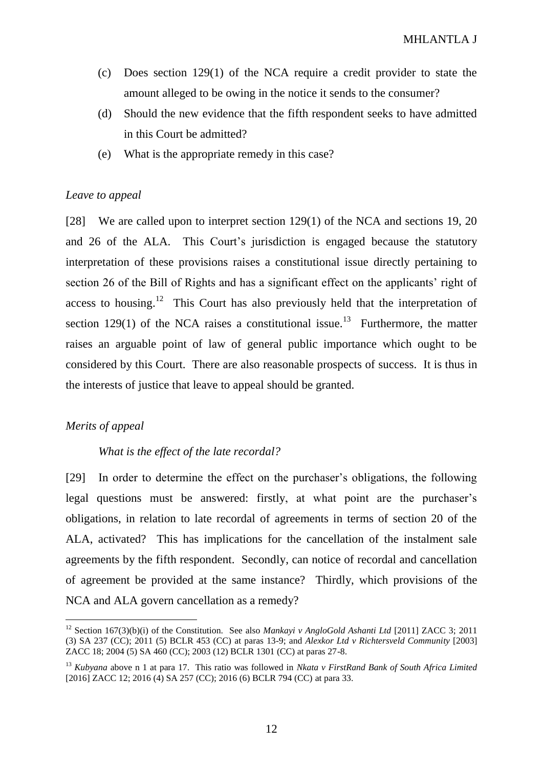(c) Does section 129(1) of the NCA require a credit provider to state the amount alleged to be owing in the notice it sends to the consumer?

(d) Should the new evidence that the fifth respondent seeks to have admitted in this Court be admitted?

(e) What is the appropriate remedy in this case?

*Leave to appeal*

[28] We are called upon to interpret section 129(1) of the NCA and sections 19, 20 and 26 of the ALA. This Court's jurisdiction is engaged because the statutory interpretation of these provisions raises a constitutional issue directly pertaining to section 26 of the Bill of Rights and has a significant effect on the applicants' right of access to housing.[12] This Court has also previously held that the interpretation of section 129(1) of the NCA raises a constitutional issue.[13] Furthermore, the matter raises an arguable point of law of general public importance which ought to be considered by this Court. There are also reasonable prospects of success. It is thus in the interests of justice that leave to appeal should be granted.

*Merits of appeal*

*What is the effect of the late recordal?*

[29] In order to determine the effect on the purchaser's obligations, the following legal questions must be answered: firstly, at what point are the purchaser's obligations, in relation to late recordal of agreements in terms of section 20 of the ALA, activated? This has implications for the cancellation of the instalment sale agreements by the fifth respondent. Secondly, can notice of recordal and cancellation of agreement be provided at the same instance? Thirdly, which provisions of the NCA and ALA govern cancellation as a remedy?

---

[12] Section 167(3)(b)(i) of the Constitution. See also *Mankayi v AngloGold Ashanti Ltd* [2011] ZACC 3; 2011 (3) SA 237 (CC); 2011 (5) BCLR 453 (CC) at paras 13-9; and *Alexkor Ltd v Richtersveld Community* [2003] ZACC 18; 2004 (5) SA 460 (CC); 2003 (12) BCLR 1301 (CC) at paras 27-8.

[13] *Kubyana* above n 1 at para 17. This ratio was followed in *Nkata v FirstRand Bank of South Africa Limited* [2016] ZACC 12; 2016 (4) SA 257 (CC); 2016 (6) BCLR 794 (CC) at para 33.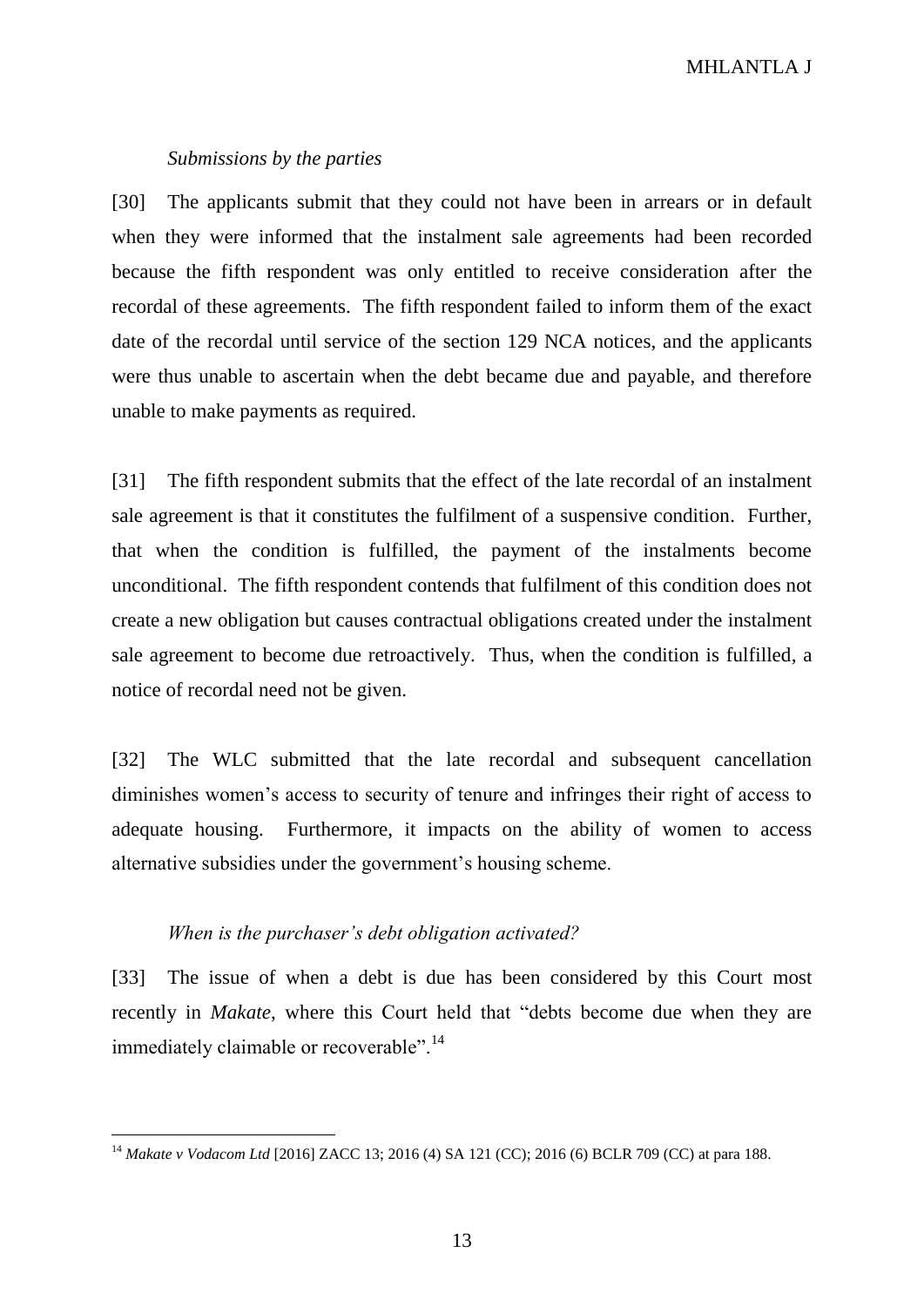*Submissions by the parties*

[30] The applicants submit that they could not have been in arrears or in default when they were informed that the instalment sale agreements had been recorded because the fifth respondent was only entitled to receive consideration after the recordal of these agreements. The fifth respondent failed to inform them of the exact date of the recordal until service of the section 129 NCA notices, and the applicants were thus unable to ascertain when the debt became due and payable, and therefore unable to make payments as required.

[31] The fifth respondent submits that the effect of the late recordal of an instalment sale agreement is that it constitutes the fulfilment of a suspensive condition. Further, that when the condition is fulfilled, the payment of the instalments become unconditional. The fifth respondent contends that fulfilment of this condition does not create a new obligation but causes contractual obligations created under the instalment sale agreement to become due retroactively. Thus, when the condition is fulfilled, a notice of recordal need not be given.

[32] The WLC submitted that the late recordal and subsequent cancellation diminishes women's access to security of tenure and infringes their right of access to adequate housing. Furthermore, it impacts on the ability of women to access alternative subsidies under the government's housing scheme.

*When is the purchaser's debt obligation activated?*

[33] The issue of when a debt is due has been considered by this Court most recently in *Makate*, where this Court held that "debts become due when they are immediately claimable or recoverable".[14]

---

[14] *Makate v Vodacom Ltd* [2016] ZACC 13; 2016 (4) SA 121 (CC); 2016 (6) BCLR 709 (CC) at para 188.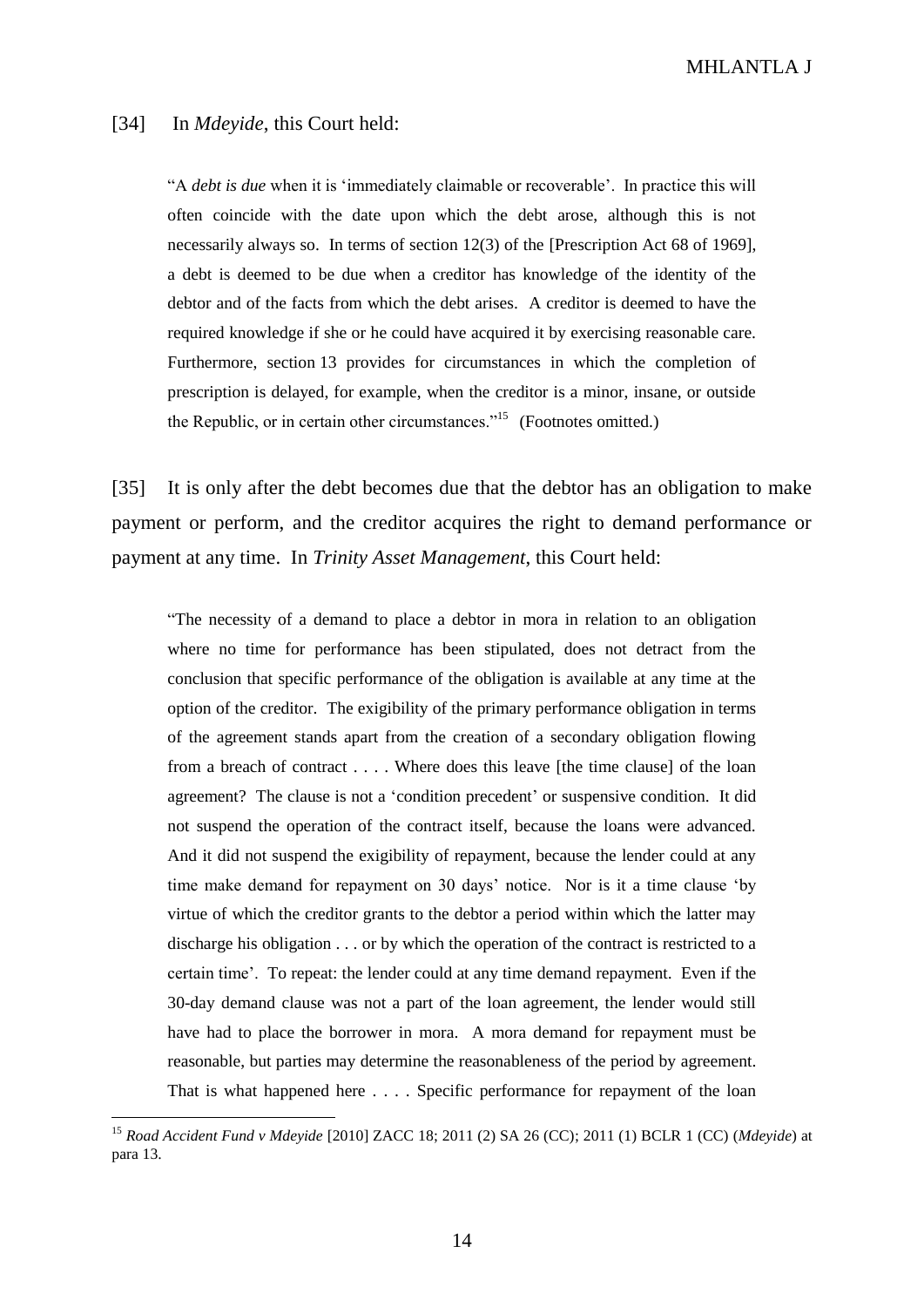[34] In *Mdeyide*, this Court held:

> "A *debt is due* when it is 'immediately claimable or recoverable'. In practice this will often coincide with the date upon which the debt arose, although this is not necessarily always so. In terms of section 12(3) of the [Prescription Act 68 of 1969], a debt is deemed to be due when a creditor has knowledge of the identity of the debtor and of the facts from which the debt arises. A creditor is deemed to have the required knowledge if she or he could have acquired it by exercising reasonable care. Furthermore, section 13 provides for circumstances in which the completion of prescription is delayed, for example, when the creditor is a minor, insane, or outside the Republic, or in certain other circumstances."[15] (Footnotes omitted.)

[35] It is only after the debt becomes due that the debtor has an obligation to make payment or perform, and the creditor acquires the right to demand performance or payment at any time. In *Trinity Asset Management*, this Court held:

> "The necessity of a demand to place a debtor in mora in relation to an obligation where no time for performance has been stipulated, does not detract from the conclusion that specific performance of the obligation is available at any time at the option of the creditor. The exigibility of the primary performance obligation in terms of the agreement stands apart from the creation of a secondary obligation flowing from a breach of contract . . . . Where does this leave [the time clause] of the loan agreement? The clause is not a 'condition precedent' or suspensive condition. It did not suspend the operation of the contract itself, because the loans were advanced. And it did not suspend the exigibility of repayment, because the lender could at any time make demand for repayment on 30 days' notice. Nor is it a time clause 'by virtue of which the creditor grants to the debtor a period within which the latter may discharge his obligation . . . or by which the operation of the contract is restricted to a certain time'. To repeat: the lender could at any time demand repayment. Even if the 30-day demand clause was not a part of the loan agreement, the lender would still have had to place the borrower in mora. A mora demand for repayment must be reasonable, but parties may determine the reasonableness of the period by agreement. That is what happened here . . . . Specific performance for repayment of the loan

---

[15] *Road Accident Fund v Mdeyide* [2010] ZACC 18; 2011 (2) SA 26 (CC); 2011 (1) BCLR 1 (CC) (*Mdeyide*) at para 13.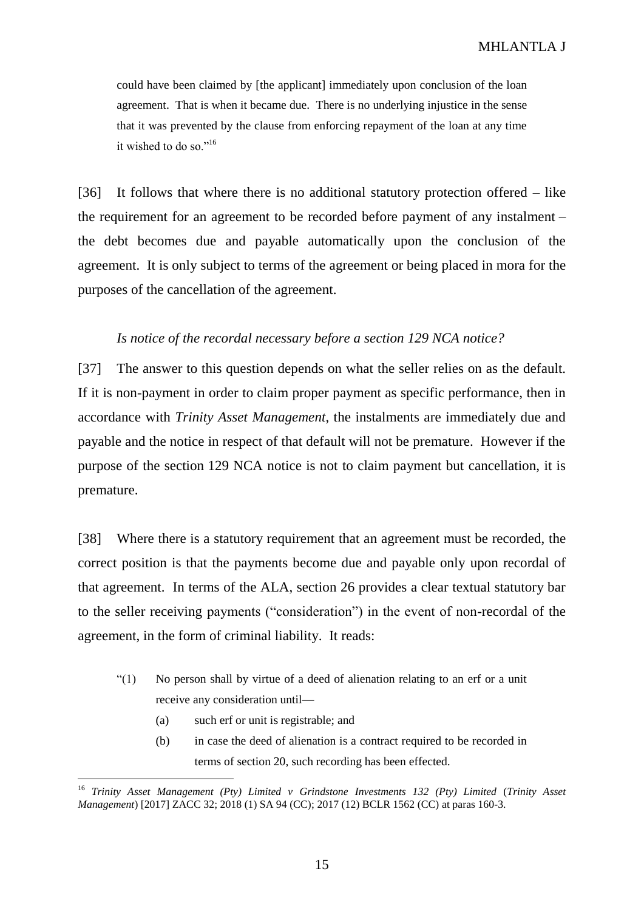> could have been claimed by [the applicant] immediately upon conclusion of the loan agreement. That is when it became due. There is no underlying injustice in the sense that it was prevented by the clause from enforcing repayment of the loan at any time it wished to do so."[16]

[36] It follows that where there is no additional statutory protection offered – like the requirement for an agreement to be recorded before payment of any instalment – the debt becomes due and payable automatically upon the conclusion of the agreement. It is only subject to terms of the agreement or being placed in mora for the purposes of the cancellation of the agreement.

*Is notice of the recordal necessary before a section 129 NCA notice?*

[37] The answer to this question depends on what the seller relies on as the default. If it is non-payment in order to claim proper payment as specific performance, then in accordance with *Trinity Asset Management*, the instalments are immediately due and payable and the notice in respect of that default will not be premature. However if the purpose of the section 129 NCA notice is not to claim payment but cancellation, it is premature.

[38] Where there is a statutory requirement that an agreement must be recorded, the correct position is that the payments become due and payable only upon recordal of that agreement. In terms of the ALA, section 26 provides a clear textual statutory bar to the seller receiving payments ("consideration") in the event of non-recordal of the agreement, in the form of criminal liability. It reads:

> "(1) No person shall by virtue of a deed of alienation relating to an erf or a unit receive any consideration until—
>
> (a) such erf or unit is registrable; and
>
> (b) in case the deed of alienation is a contract required to be recorded in terms of section 20, such recording has been effected.

---

[16] *Trinity Asset Management (Pty) Limited v Grindstone Investments 132 (Pty) Limited* (*Trinity Asset Management*) [2017] ZACC 32; 2018 (1) SA 94 (CC); 2017 (12) BCLR 1562 (CC) at paras 160-3.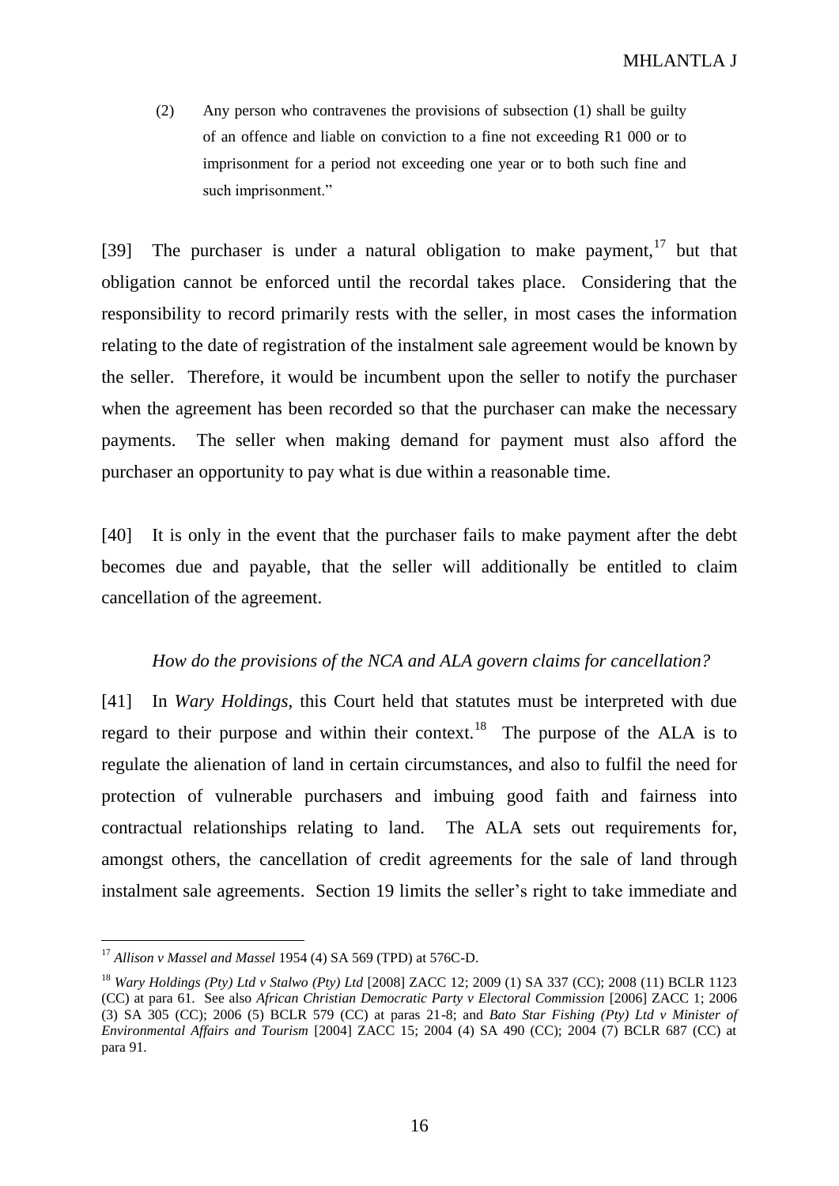> (2) Any person who contravenes the provisions of subsection (1) shall be guilty of an offence and liable on conviction to a fine not exceeding R1 000 or to imprisonment for a period not exceeding one year or to both such fine and such imprisonment."

[39] The purchaser is under a natural obligation to make payment,[17] but that obligation cannot be enforced until the recordal takes place. Considering that the responsibility to record primarily rests with the seller, in most cases the information relating to the date of registration of the instalment sale agreement would be known by the seller. Therefore, it would be incumbent upon the seller to notify the purchaser when the agreement has been recorded so that the purchaser can make the necessary payments. The seller when making demand for payment must also afford the purchaser an opportunity to pay what is due within a reasonable time.

[40] It is only in the event that the purchaser fails to make payment after the debt becomes due and payable, that the seller will additionally be entitled to claim cancellation of the agreement.

*How do the provisions of the NCA and ALA govern claims for cancellation?*

[41] In *Wary Holdings*, this Court held that statutes must be interpreted with due regard to their purpose and within their context.[18] The purpose of the ALA is to regulate the alienation of land in certain circumstances, and also to fulfil the need for protection of vulnerable purchasers and imbuing good faith and fairness into contractual relationships relating to land. The ALA sets out requirements for, amongst others, the cancellation of credit agreements for the sale of land through instalment sale agreements. Section 19 limits the seller's right to take immediate and

---

[17] *Allison v Massel and Massel* 1954 (4) SA 569 (TPD) at 576C-D.

[18] *Wary Holdings (Pty) Ltd v Stalwo (Pty) Ltd* [2008] ZACC 12; 2009 (1) SA 337 (CC); 2008 (11) BCLR 1123 (CC) at para 61. See also *African Christian Democratic Party v Electoral Commission* [2006] ZACC 1; 2006 (3) SA 305 (CC); 2006 (5) BCLR 579 (CC) at paras 21-8; and *Bato Star Fishing (Pty) Ltd v Minister of Environmental Affairs and Tourism* [2004] ZACC 15; 2004 (4) SA 490 (CC); 2004 (7) BCLR 687 (CC) at para 91.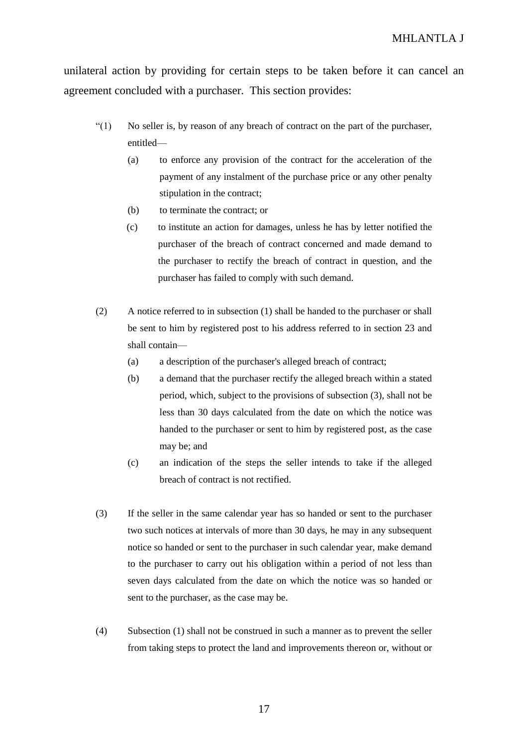unilateral action by providing for certain steps to be taken before it can cancel an agreement concluded with a purchaser. This section provides:

> "(1) No seller is, by reason of any breach of contract on the part of the purchaser, entitled—
>
> (a) to enforce any provision of the contract for the acceleration of the payment of any instalment of the purchase price or any other penalty stipulation in the contract;
>
> (b) to terminate the contract; or
>
> (c) to institute an action for damages, unless he has by letter notified the purchaser of the breach of contract concerned and made demand to the purchaser to rectify the breach of contract in question, and the purchaser has failed to comply with such demand.
>
> (2) A notice referred to in subsection (1) shall be handed to the purchaser or shall be sent to him by registered post to his address referred to in section 23 and shall contain—
>
> (a) a description of the purchaser's alleged breach of contract;
>
> (b) a demand that the purchaser rectify the alleged breach within a stated period, which, subject to the provisions of subsection (3), shall not be less than 30 days calculated from the date on which the notice was handed to the purchaser or sent to him by registered post, as the case may be; and
>
> (c) an indication of the steps the seller intends to take if the alleged breach of contract is not rectified.
>
> (3) If the seller in the same calendar year has so handed or sent to the purchaser two such notices at intervals of more than 30 days, he may in any subsequent notice so handed or sent to the purchaser in such calendar year, make demand to the purchaser to carry out his obligation within a period of not less than seven days calculated from the date on which the notice was so handed or sent to the purchaser, as the case may be.
>
> (4) Subsection (1) shall not be construed in such a manner as to prevent the seller from taking steps to protect the land and improvements thereon or, without or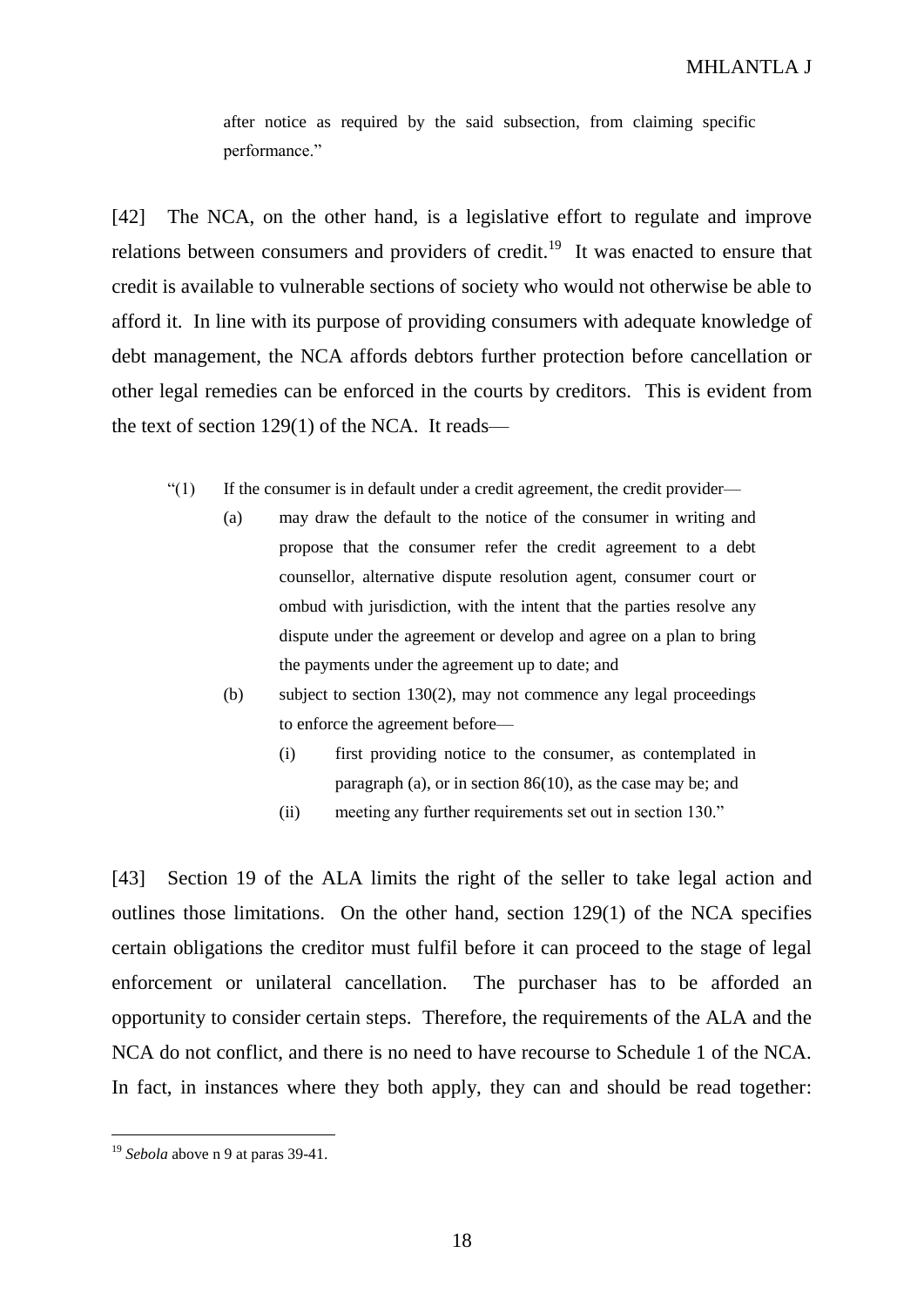> after notice as required by the said subsection, from claiming specific performance."

[42] The NCA, on the other hand, is a legislative effort to regulate and improve relations between consumers and providers of credit.[19] It was enacted to ensure that credit is available to vulnerable sections of society who would not otherwise be able to afford it. In line with its purpose of providing consumers with adequate knowledge of debt management, the NCA affords debtors further protection before cancellation or other legal remedies can be enforced in the courts by creditors. This is evident from the text of section 129(1) of the NCA. It reads—

> "(1) If the consumer is in default under a credit agreement, the credit provider—
>
> (a) may draw the default to the notice of the consumer in writing and propose that the consumer refer the credit agreement to a debt counsellor, alternative dispute resolution agent, consumer court or ombud with jurisdiction, with the intent that the parties resolve any dispute under the agreement or develop and agree on a plan to bring the payments under the agreement up to date; and
>
> (b) subject to section 130(2), may not commence any legal proceedings to enforce the agreement before—
>
> (i) first providing notice to the consumer, as contemplated in paragraph (a), or in section 86(10), as the case may be; and
>
> (ii) meeting any further requirements set out in section 130."

[43] Section 19 of the ALA limits the right of the seller to take legal action and outlines those limitations. On the other hand, section 129(1) of the NCA specifies certain obligations the creditor must fulfil before it can proceed to the stage of legal enforcement or unilateral cancellation. The purchaser has to be afforded an opportunity to consider certain steps. Therefore, the requirements of the ALA and the NCA do not conflict, and there is no need to have recourse to Schedule 1 of the NCA. In fact, in instances where they both apply, they can and should be read together:

---

[19] *Sebola* above n 9 at paras 39-41.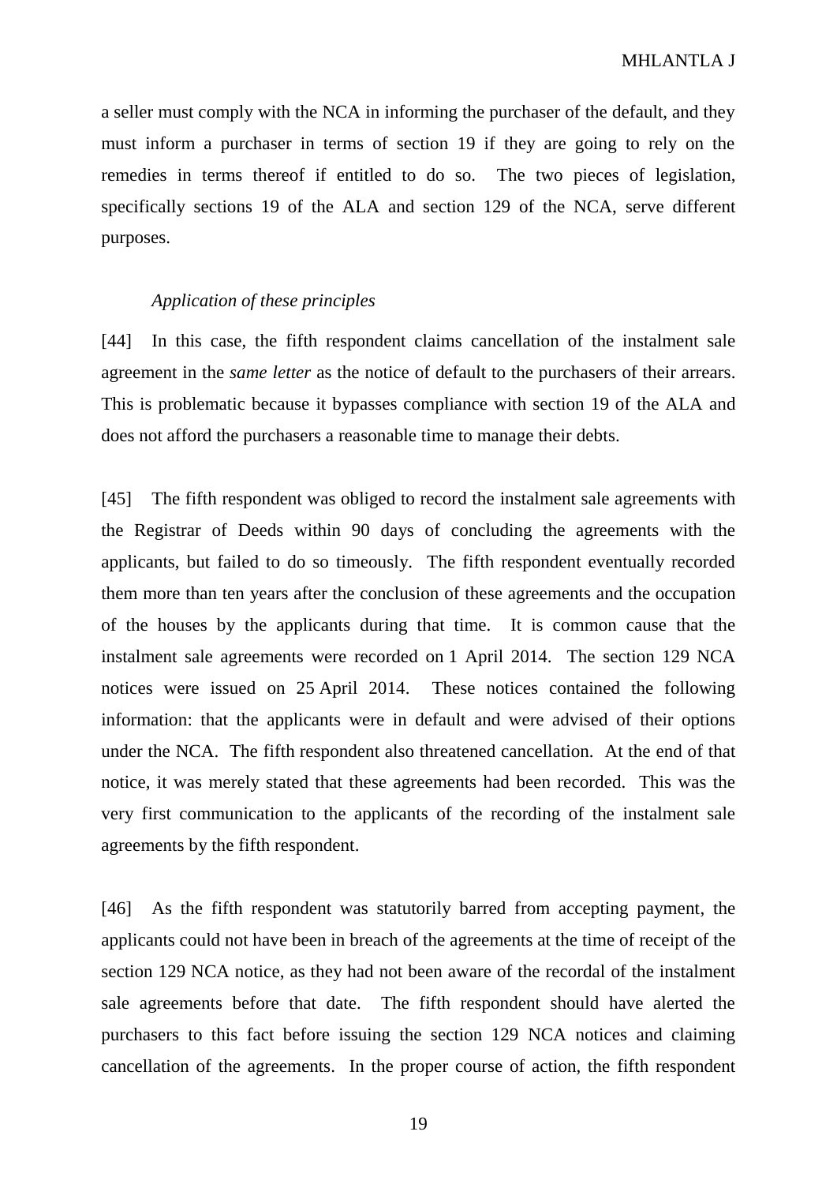a seller must comply with the NCA in informing the purchaser of the default, and they must inform a purchaser in terms of section 19 if they are going to rely on the remedies in terms thereof if entitled to do so. The two pieces of legislation, specifically sections 19 of the ALA and section 129 of the NCA, serve different purposes.

*Application of these principles*

[44] In this case, the fifth respondent claims cancellation of the instalment sale agreement in the *same letter* as the notice of default to the purchasers of their arrears. This is problematic because it bypasses compliance with section 19 of the ALA and does not afford the purchasers a reasonable time to manage their debts.

[45] The fifth respondent was obliged to record the instalment sale agreements with the Registrar of Deeds within 90 days of concluding the agreements with the applicants, but failed to do so timeously. The fifth respondent eventually recorded them more than ten years after the conclusion of these agreements and the occupation of the houses by the applicants during that time. It is common cause that the instalment sale agreements were recorded on 1 April 2014. The section 129 NCA notices were issued on 25 April 2014. These notices contained the following information: that the applicants were in default and were advised of their options under the NCA. The fifth respondent also threatened cancellation. At the end of that notice, it was merely stated that these agreements had been recorded. This was the very first communication to the applicants of the recording of the instalment sale agreements by the fifth respondent.

[46] As the fifth respondent was statutorily barred from accepting payment, the applicants could not have been in breach of the agreements at the time of receipt of the section 129 NCA notice, as they had not been aware of the recordal of the instalment sale agreements before that date. The fifth respondent should have alerted the purchasers to this fact before issuing the section 129 NCA notices and claiming cancellation of the agreements. In the proper course of action, the fifth respondent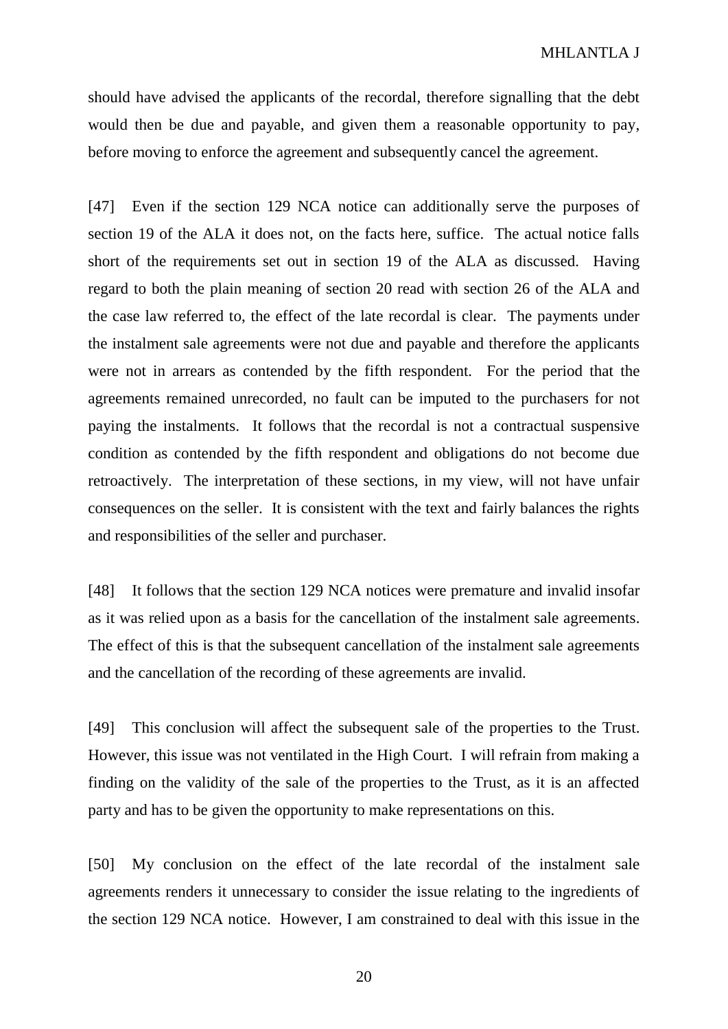should have advised the applicants of the recordal, therefore signalling that the debt would then be due and payable, and given them a reasonable opportunity to pay, before moving to enforce the agreement and subsequently cancel the agreement.

[47] Even if the section 129 NCA notice can additionally serve the purposes of section 19 of the ALA it does not, on the facts here, suffice. The actual notice falls short of the requirements set out in section 19 of the ALA as discussed. Having regard to both the plain meaning of section 20 read with section 26 of the ALA and the case law referred to, the effect of the late recordal is clear. The payments under the instalment sale agreements were not due and payable and therefore the applicants were not in arrears as contended by the fifth respondent. For the period that the agreements remained unrecorded, no fault can be imputed to the purchasers for not paying the instalments. It follows that the recordal is not a contractual suspensive condition as contended by the fifth respondent and obligations do not become due retroactively. The interpretation of these sections, in my view, will not have unfair consequences on the seller. It is consistent with the text and fairly balances the rights and responsibilities of the seller and purchaser.

[48] It follows that the section 129 NCA notices were premature and invalid insofar as it was relied upon as a basis for the cancellation of the instalment sale agreements. The effect of this is that the subsequent cancellation of the instalment sale agreements and the cancellation of the recording of these agreements are invalid.

[49] This conclusion will affect the subsequent sale of the properties to the Trust. However, this issue was not ventilated in the High Court. I will refrain from making a finding on the validity of the sale of the properties to the Trust, as it is an affected party and has to be given the opportunity to make representations on this.

[50] My conclusion on the effect of the late recordal of the instalment sale agreements renders it unnecessary to consider the issue relating to the ingredients of the section 129 NCA notice. However, I am constrained to deal with this issue in the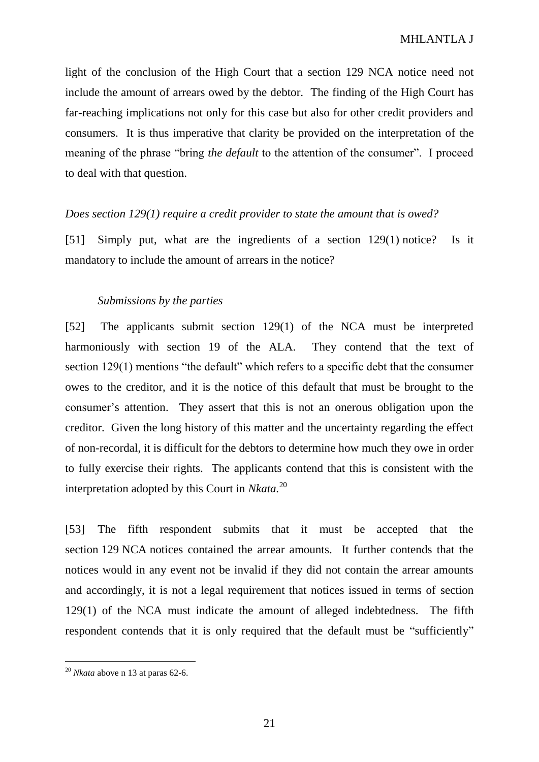light of the conclusion of the High Court that a section 129 NCA notice need not include the amount of arrears owed by the debtor. The finding of the High Court has far-reaching implications not only for this case but also for other credit providers and consumers. It is thus imperative that clarity be provided on the interpretation of the meaning of the phrase "bring *the default* to the attention of the consumer". I proceed to deal with that question.

*Does section 129(1) require a credit provider to state the amount that is owed?*

[51] Simply put, what are the ingredients of a section 129(1) notice? Is it mandatory to include the amount of arrears in the notice?

*Submissions by the parties*

[52] The applicants submit section 129(1) of the NCA must be interpreted harmoniously with section 19 of the ALA. They contend that the text of section 129(1) mentions "the default" which refers to a specific debt that the consumer owes to the creditor, and it is the notice of this default that must be brought to the consumer's attention. They assert that this is not an onerous obligation upon the creditor. Given the long history of this matter and the uncertainty regarding the effect of non-recordal, it is difficult for the debtors to determine how much they owe in order to fully exercise their rights. The applicants contend that this is consistent with the interpretation adopted by this Court in *Nkata*.[20]

[53] The fifth respondent submits that it must be accepted that the section 129 NCA notices contained the arrear amounts. It further contends that the notices would in any event not be invalid if they did not contain the arrear amounts and accordingly, it is not a legal requirement that notices issued in terms of section 129(1) of the NCA must indicate the amount of alleged indebtedness. The fifth respondent contends that it is only required that the default must be "sufficiently"

[20] *Nkata* above n 13 at paras 62-6.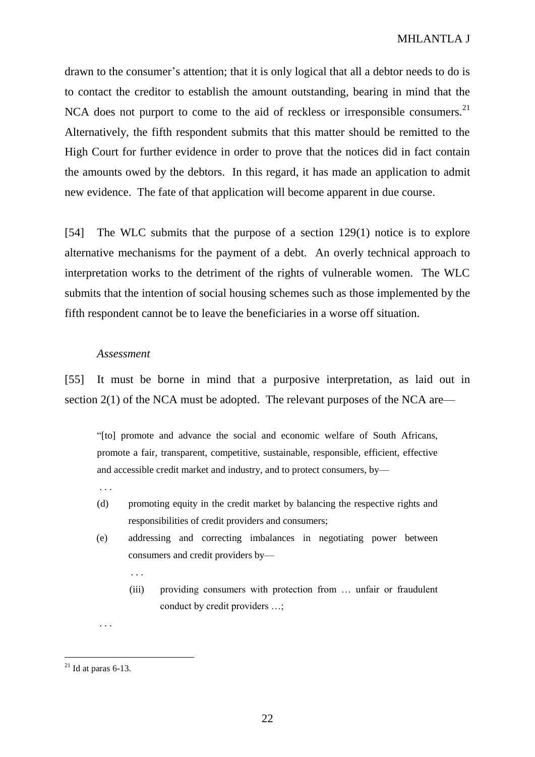drawn to the consumer's attention; that it is only logical that all a debtor needs to do is to contact the creditor to establish the amount outstanding, bearing in mind that the NCA does not purport to come to the aid of reckless or irresponsible consumers.[21] Alternatively, the fifth respondent submits that this matter should be remitted to the High Court for further evidence in order to prove that the notices did in fact contain the amounts owed by the debtors. In this regard, it has made an application to admit new evidence. The fate of that application will become apparent in due course.

[54] The WLC submits that the purpose of a section 129(1) notice is to explore alternative mechanisms for the payment of a debt. An overly technical approach to interpretation works to the detriment of the rights of vulnerable women. The WLC submits that the intention of social housing schemes such as those implemented by the fifth respondent cannot be to leave the beneficiaries in a worse off situation.

*Assessment*

[55] It must be borne in mind that a purposive interpretation, as laid out in section 2(1) of the NCA must be adopted. The relevant purposes of the NCA are—

> "[to] promote and advance the social and economic welfare of South Africans, promote a fair, transparent, competitive, sustainable, responsible, efficient, effective and accessible credit market and industry, and to protect consumers, by—
>
> . . .
>
> (d) promoting equity in the credit market by balancing the respective rights and responsibilities of credit providers and consumers;
>
> (e) addressing and correcting imbalances in negotiating power between consumers and credit providers by—
>
> . . .
>
> (iii) providing consumers with protection from … unfair or fraudulent conduct by credit providers …;
>
> . . .

[21] Id at paras 6-13.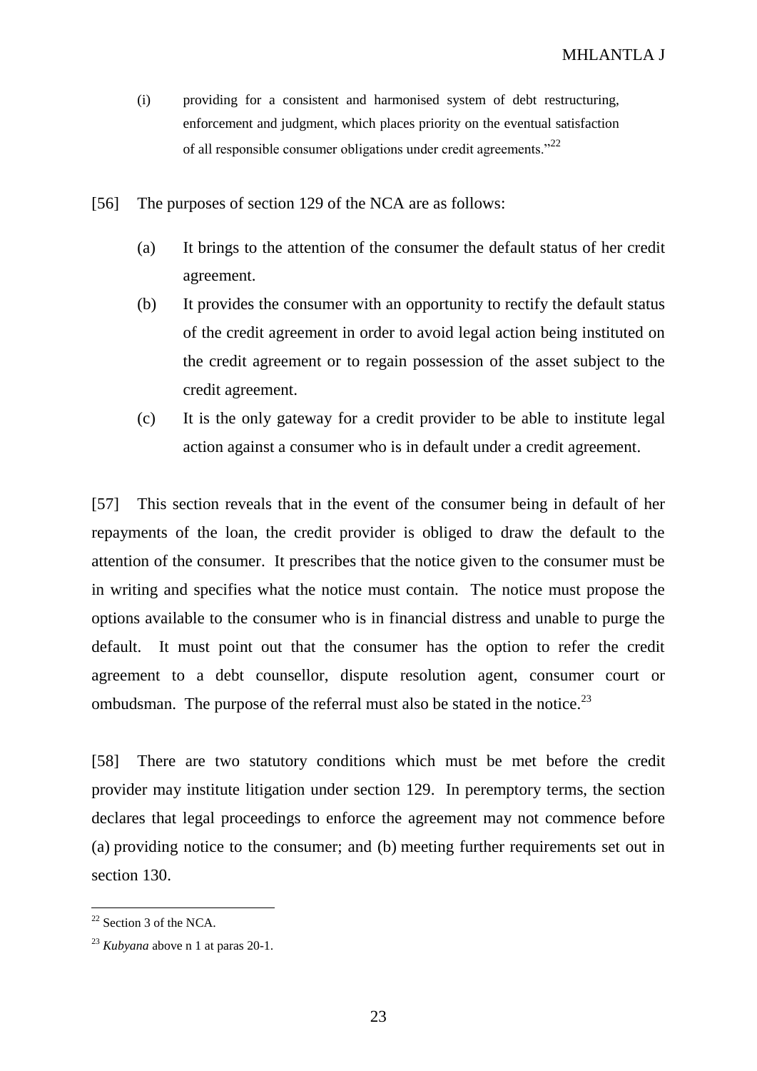(i) providing for a consistent and harmonised system of debt restructuring, enforcement and judgment, which places priority on the eventual satisfaction of all responsible consumer obligations under credit agreements."[22]

[56] The purposes of section 129 of the NCA are as follows:

(a) It brings to the attention of the consumer the default status of her credit agreement.

(b) It provides the consumer with an opportunity to rectify the default status of the credit agreement in order to avoid legal action being instituted on the credit agreement or to regain possession of the asset subject to the credit agreement.

(c) It is the only gateway for a credit provider to be able to institute legal action against a consumer who is in default under a credit agreement.

[57] This section reveals that in the event of the consumer being in default of her repayments of the loan, the credit provider is obliged to draw the default to the attention of the consumer. It prescribes that the notice given to the consumer must be in writing and specifies what the notice must contain. The notice must propose the options available to the consumer who is in financial distress and unable to purge the default. It must point out that the consumer has the option to refer the credit agreement to a debt counsellor, dispute resolution agent, consumer court or ombudsman. The purpose of the referral must also be stated in the notice.[23]

[58] There are two statutory conditions which must be met before the credit provider may institute litigation under section 129. In peremptory terms, the section declares that legal proceedings to enforce the agreement may not commence before (a) providing notice to the consumer; and (b) meeting further requirements set out in section 130.

---

[22] Section 3 of the NCA.

[23] *Kubyana* above n 1 at paras 20-1.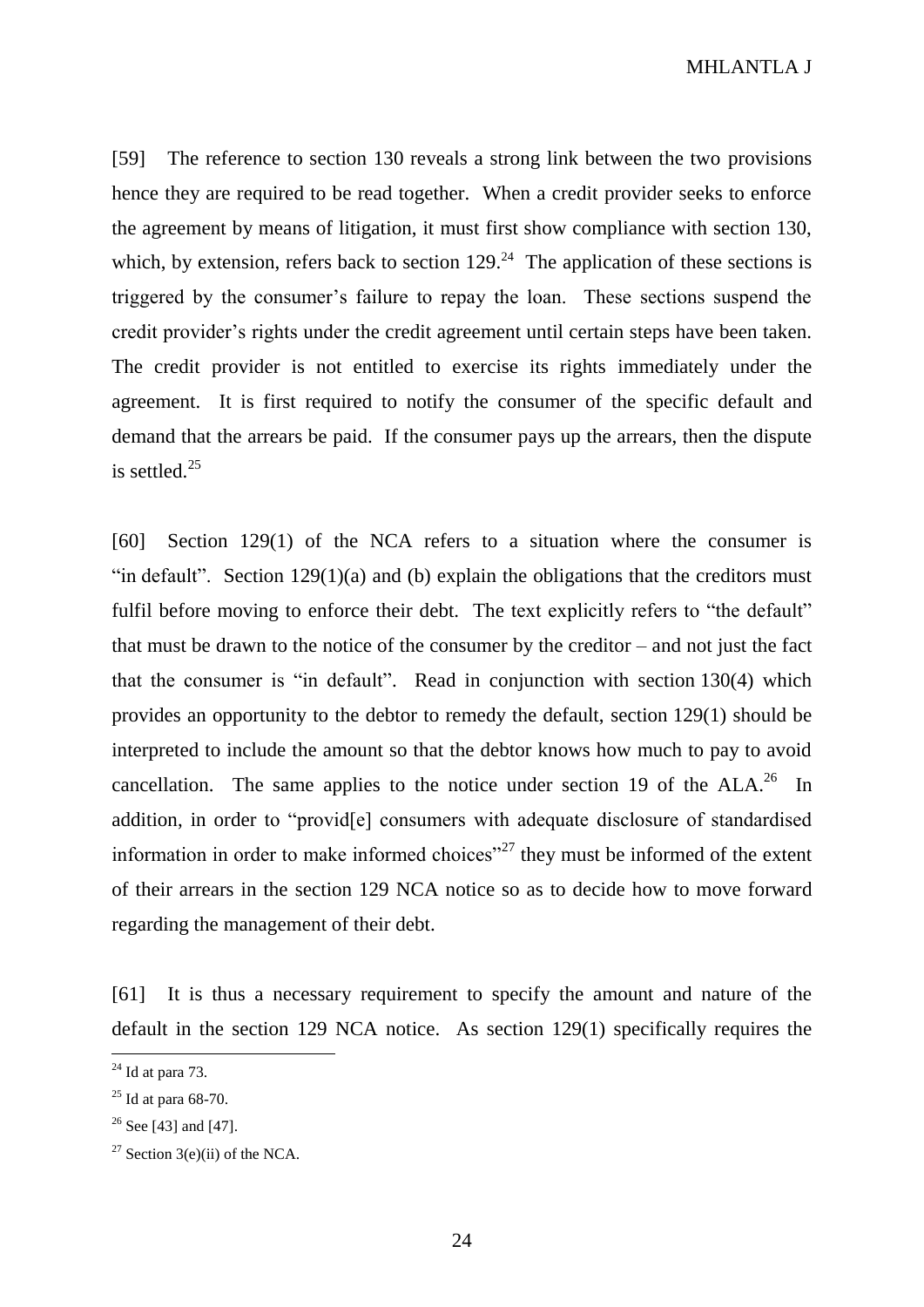[59] The reference to section 130 reveals a strong link between the two provisions hence they are required to be read together. When a credit provider seeks to enforce the agreement by means of litigation, it must first show compliance with section 130, which, by extension, refers back to section 129.[24] The application of these sections is triggered by the consumer's failure to repay the loan. These sections suspend the credit provider's rights under the credit agreement until certain steps have been taken. The credit provider is not entitled to exercise its rights immediately under the agreement. It is first required to notify the consumer of the specific default and demand that the arrears be paid. If the consumer pays up the arrears, then the dispute is settled.[25]

[60] Section 129(1) of the NCA refers to a situation where the consumer is "in default". Section 129(1)(a) and (b) explain the obligations that the creditors must fulfil before moving to enforce their debt. The text explicitly refers to "the default" that must be drawn to the notice of the consumer by the creditor – and not just the fact that the consumer is "in default". Read in conjunction with section 130(4) which provides an opportunity to the debtor to remedy the default, section 129(1) should be interpreted to include the amount so that the debtor knows how much to pay to avoid cancellation. The same applies to the notice under section 19 of the ALA.[26] In addition, in order to "provid[e] consumers with adequate disclosure of standardised information in order to make informed choices"[27] they must be informed of the extent of their arrears in the section 129 NCA notice so as to decide how to move forward regarding the management of their debt.

[61] It is thus a necessary requirement to specify the amount and nature of the default in the section 129 NCA notice. As section 129(1) specifically requires the

---

[24] Id at para 73.

[25] Id at para 68-70.

[26] See [43] and [47].

[27] Section 3(e)(ii) of the NCA.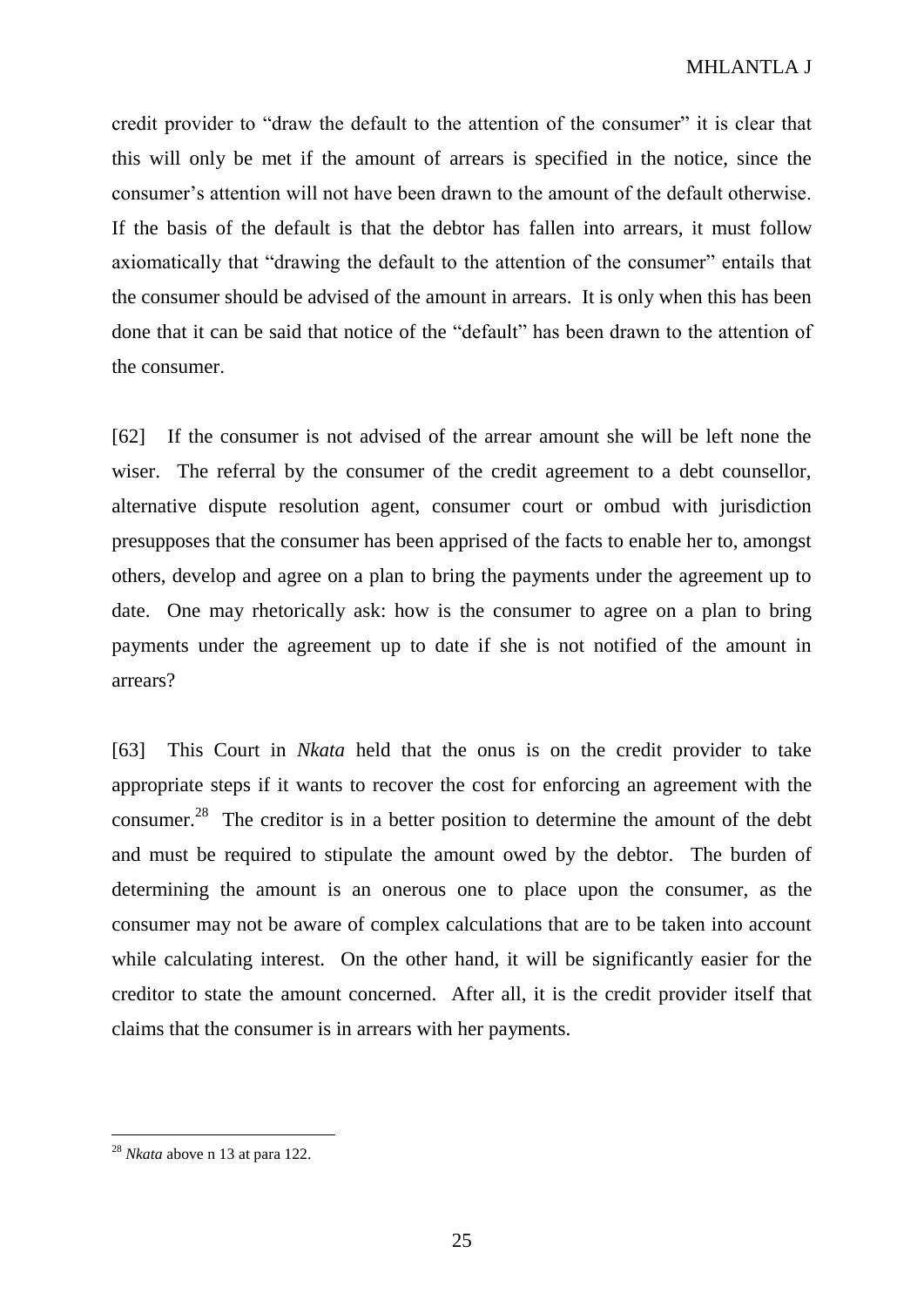credit provider to "draw the default to the attention of the consumer" it is clear that this will only be met if the amount of arrears is specified in the notice, since the consumer's attention will not have been drawn to the amount of the default otherwise. If the basis of the default is that the debtor has fallen into arrears, it must follow axiomatically that "drawing the default to the attention of the consumer" entails that the consumer should be advised of the amount in arrears. It is only when this has been done that it can be said that notice of the "default" has been drawn to the attention of the consumer.

[62] If the consumer is not advised of the arrear amount she will be left none the wiser. The referral by the consumer of the credit agreement to a debt counsellor, alternative dispute resolution agent, consumer court or ombud with jurisdiction presupposes that the consumer has been apprised of the facts to enable her to, amongst others, develop and agree on a plan to bring the payments under the agreement up to date. One may rhetorically ask: how is the consumer to agree on a plan to bring payments under the agreement up to date if she is not notified of the amount in arrears?

[63] This Court in *Nkata* held that the onus is on the credit provider to take appropriate steps if it wants to recover the cost for enforcing an agreement with the consumer.[28] The creditor is in a better position to determine the amount of the debt and must be required to stipulate the amount owed by the debtor. The burden of determining the amount is an onerous one to place upon the consumer, as the consumer may not be aware of complex calculations that are to be taken into account while calculating interest. On the other hand, it will be significantly easier for the creditor to state the amount concerned. After all, it is the credit provider itself that claims that the consumer is in arrears with her payments.

---

[28] *Nkata* above n 13 at para 122.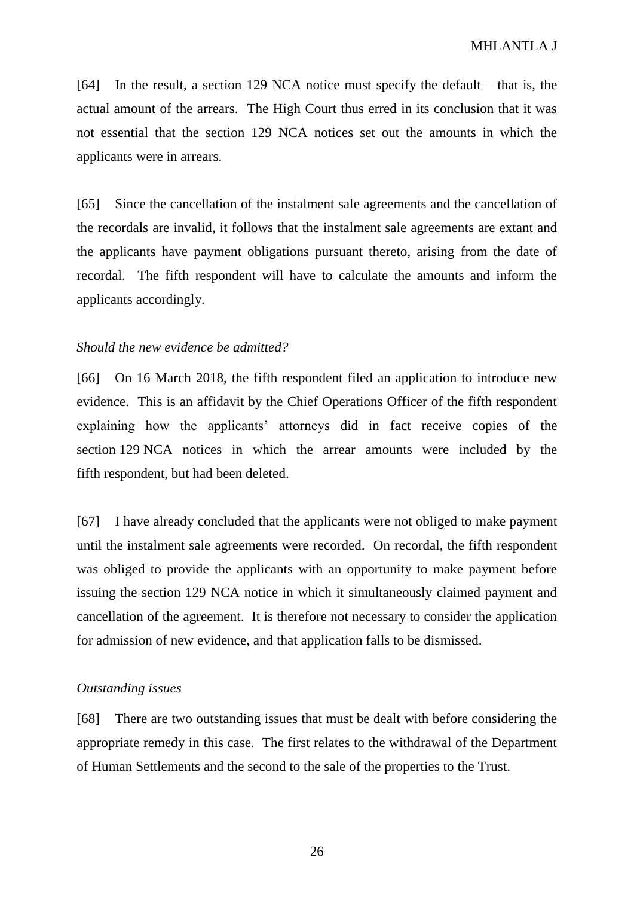[64] In the result, a section 129 NCA notice must specify the default – that is, the actual amount of the arrears. The High Court thus erred in its conclusion that it was not essential that the section 129 NCA notices set out the amounts in which the applicants were in arrears.

[65] Since the cancellation of the instalment sale agreements and the cancellation of the recordals are invalid, it follows that the instalment sale agreements are extant and the applicants have payment obligations pursuant thereto, arising from the date of recordal. The fifth respondent will have to calculate the amounts and inform the applicants accordingly.

*Should the new evidence be admitted?*

[66] On 16 March 2018, the fifth respondent filed an application to introduce new evidence. This is an affidavit by the Chief Operations Officer of the fifth respondent explaining how the applicants' attorneys did in fact receive copies of the section 129 NCA notices in which the arrear amounts were included by the fifth respondent, but had been deleted.

[67] I have already concluded that the applicants were not obliged to make payment until the instalment sale agreements were recorded. On recordal, the fifth respondent was obliged to provide the applicants with an opportunity to make payment before issuing the section 129 NCA notice in which it simultaneously claimed payment and cancellation of the agreement. It is therefore not necessary to consider the application for admission of new evidence, and that application falls to be dismissed.

*Outstanding issues*

[68] There are two outstanding issues that must be dealt with before considering the appropriate remedy in this case. The first relates to the withdrawal of the Department of Human Settlements and the second to the sale of the properties to the Trust.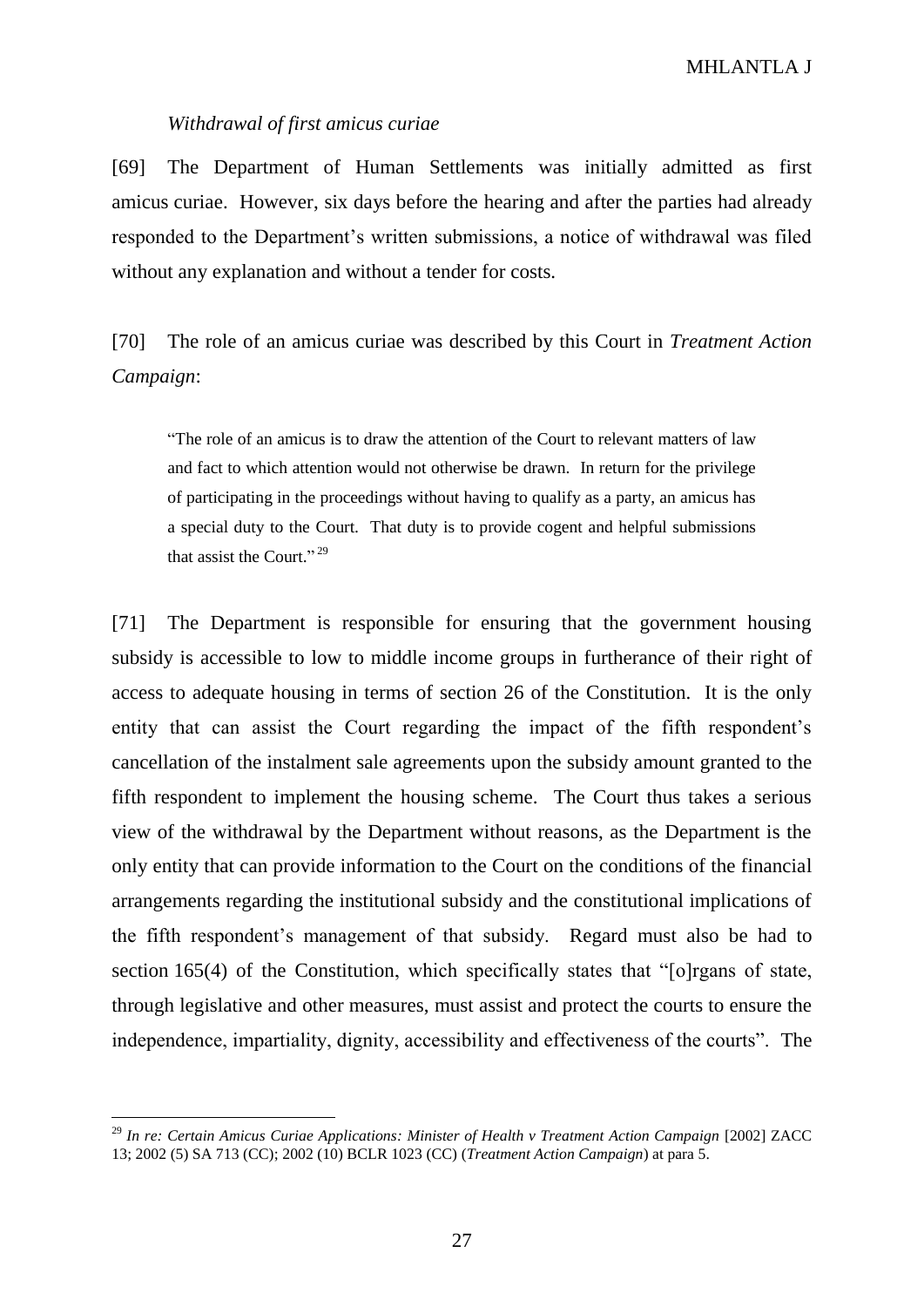*Withdrawal of first amicus curiae*

[69] The Department of Human Settlements was initially admitted as first amicus curiae. However, six days before the hearing and after the parties had already responded to the Department's written submissions, a notice of withdrawal was filed without any explanation and without a tender for costs.

[70] The role of an amicus curiae was described by this Court in *Treatment Action Campaign*:

> "The role of an amicus is to draw the attention of the Court to relevant matters of law and fact to which attention would not otherwise be drawn. In return for the privilege of participating in the proceedings without having to qualify as a party, an amicus has a special duty to the Court. That duty is to provide cogent and helpful submissions that assist the Court."[29]

[71] The Department is responsible for ensuring that the government housing subsidy is accessible to low to middle income groups in furtherance of their right of access to adequate housing in terms of section 26 of the Constitution. It is the only entity that can assist the Court regarding the impact of the fifth respondent's cancellation of the instalment sale agreements upon the subsidy amount granted to the fifth respondent to implement the housing scheme. The Court thus takes a serious view of the withdrawal by the Department without reasons, as the Department is the only entity that can provide information to the Court on the conditions of the financial arrangements regarding the institutional subsidy and the constitutional implications of the fifth respondent's management of that subsidy. Regard must also be had to section 165(4) of the Constitution, which specifically states that "[o]rgans of state, through legislative and other measures, must assist and protect the courts to ensure the independence, impartiality, dignity, accessibility and effectiveness of the courts". The

---

[29] *In re: Certain Amicus Curiae Applications: Minister of Health v Treatment Action Campaign* [2002] ZACC 13; 2002 (5) SA 713 (CC); 2002 (10) BCLR 1023 (CC) (*Treatment Action Campaign*) at para 5.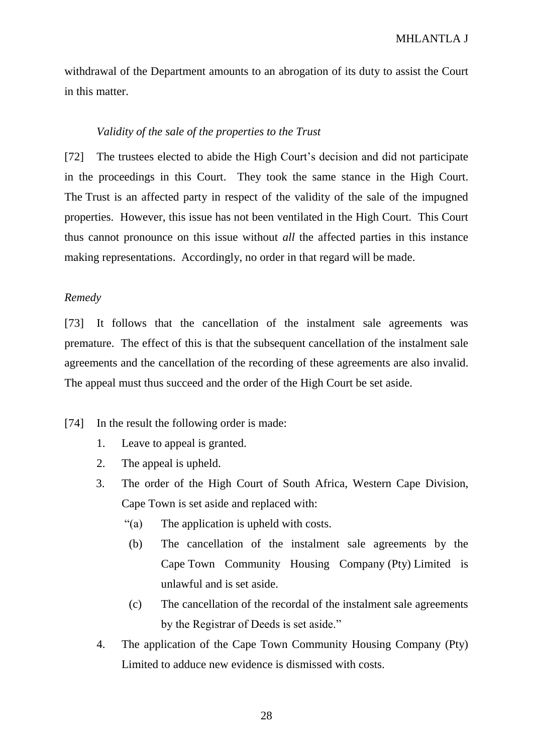withdrawal of the Department amounts to an abrogation of its duty to assist the Court in this matter.

*Validity of the sale of the properties to the Trust*

[72] The trustees elected to abide the High Court's decision and did not participate in the proceedings in this Court. They took the same stance in the High Court. The Trust is an affected party in respect of the validity of the sale of the impugned properties. However, this issue has not been ventilated in the High Court. This Court thus cannot pronounce on this issue without *all* the affected parties in this instance making representations. Accordingly, no order in that regard will be made.

*Remedy*

[73] It follows that the cancellation of the instalment sale agreements was premature. The effect of this is that the subsequent cancellation of the instalment sale agreements and the cancellation of the recording of these agreements are also invalid. The appeal must thus succeed and the order of the High Court be set aside.

[74] In the result the following order is made:

1. Leave to appeal is granted.
2. The appeal is upheld.
3. The order of the High Court of South Africa, Western Cape Division, Cape Town is set aside and replaced with:
   "(a) The application is upheld with costs.
   (b) The cancellation of the instalment sale agreements by the Cape Town Community Housing Company (Pty) Limited is unlawful and is set aside.
   (c) The cancellation of the recordal of the instalment sale agreements by the Registrar of Deeds is set aside."
4. The application of the Cape Town Community Housing Company (Pty) Limited to adduce new evidence is dismissed with costs.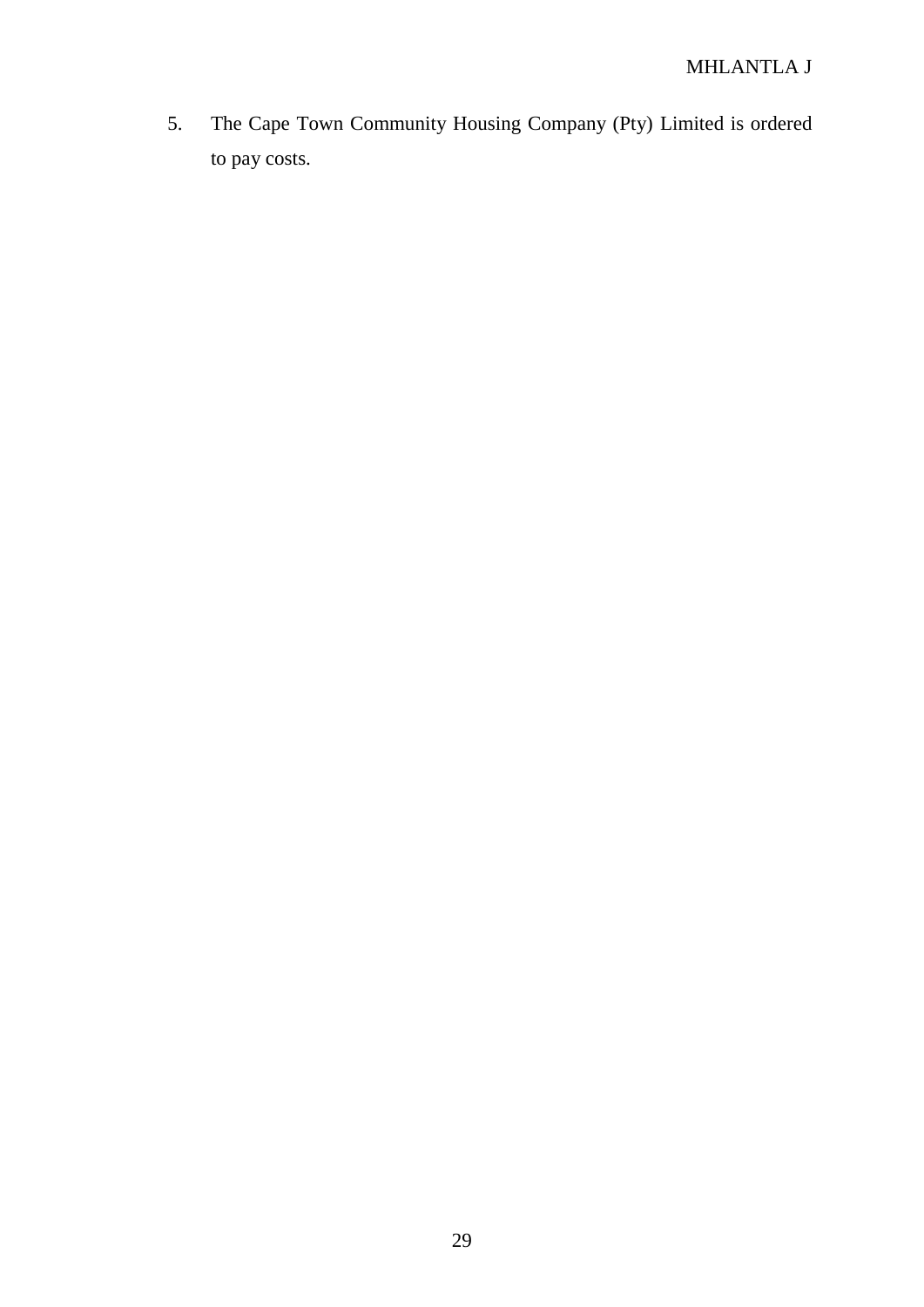5. The Cape Town Community Housing Company (Pty) Limited is ordered to pay costs.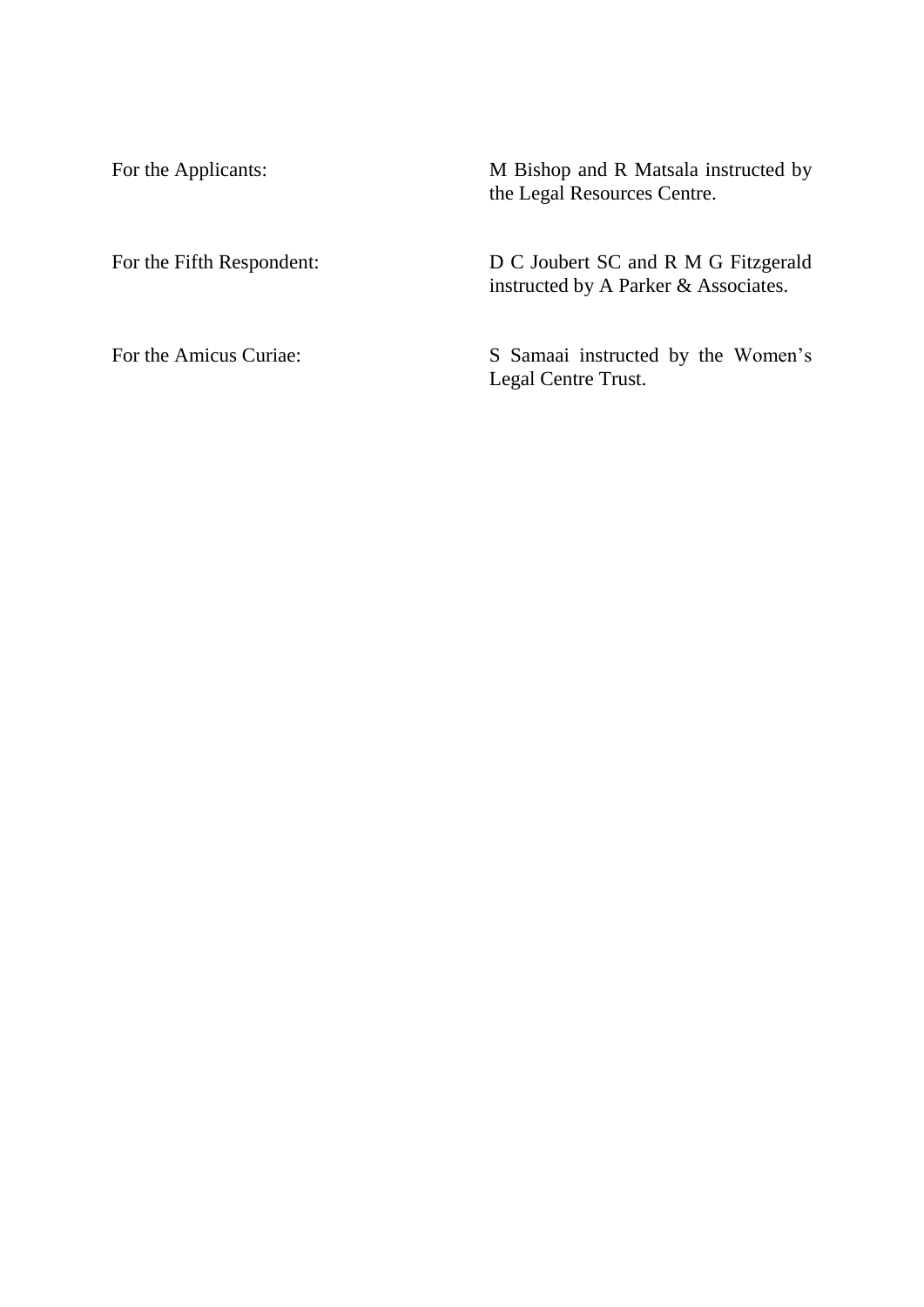| | |
|---|---|
| For the Applicants: | M Bishop and R Matsala instructed by the Legal Resources Centre. |
| For the Fifth Respondent: | D C Joubert SC and R M G Fitzgerald instructed by A Parker & Associates. |
| For the Amicus Curiae: | S Samaai instructed by the Women's Legal Centre Trust. |